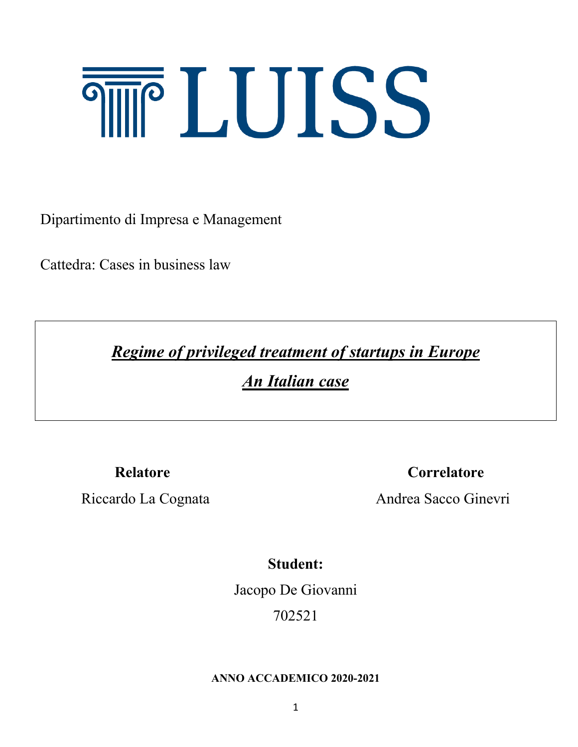# LUISS

Dipartimento di Impresa e Management

Cattedra: Cases in business law

***Regime of privileged treatment of startups in Europe***

***An Italian case***

**Relatore**

Riccardo La Cognata

**Correlatore**

Andrea Sacco Ginevri

**Student:**

Jacopo De Giovanni

702521

**ANNO ACCADEMICO 2020-2021**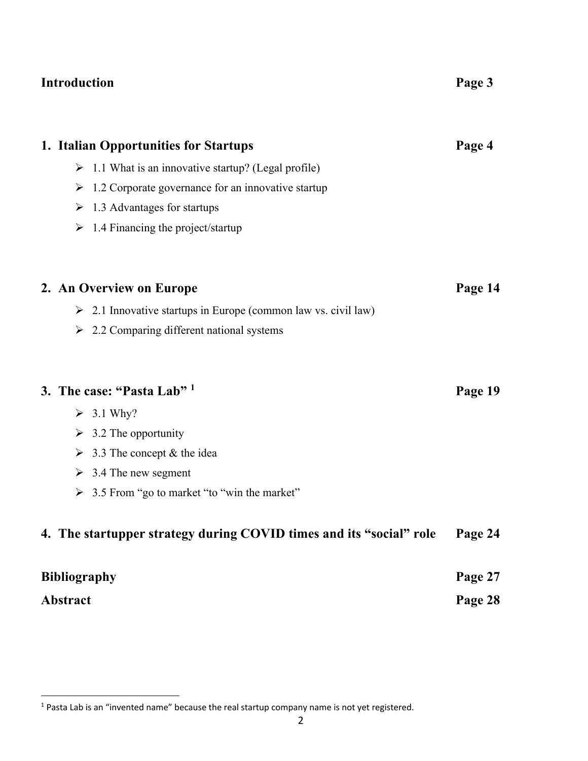| | |
|---|---|
| **Introduction** | **Page 3** |
| **1. Italian Opportunities for Startups** | **Page 4** |
| ➢ 1.1 What is an innovative startup? (Legal profile) | |
| ➢ 1.2 Corporate governance for an innovative startup | |
| ➢ 1.3 Advantages for startups | |
| ➢ 1.4 Financing the project/startup | |
| **2. An Overview on Europe** | **Page 14** |
| ➢ 2.1 Innovative startups in Europe (common law vs. civil law) | |
| ➢ 2.2 Comparing different national systems | |
| **3. The case: "Pasta Lab"** [1] | **Page 19** |
| ➢ 3.1 Why? | |
| ➢ 3.2 The opportunity | |
| ➢ 3.3 The concept & the idea | |
| ➢ 3.4 The new segment | |
| ➢ 3.5 From "go to market "to "win the market" | |
| **4. The startupper strategy during COVID times and its "social" role** | **Page 24** |
| **Bibliography** | **Page 27** |
| **Abstract** | **Page 28** |

[1] Pasta Lab is an "invented name" because the real startup company name is not yet registered.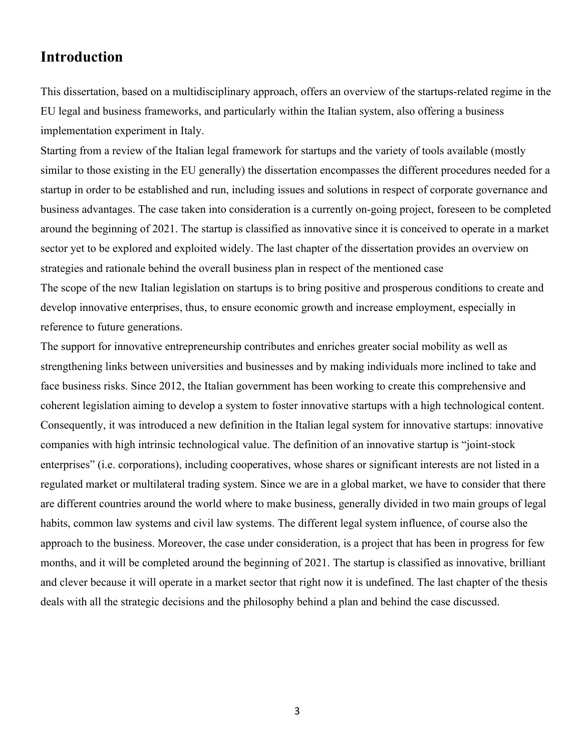# Introduction

This dissertation, based on a multidisciplinary approach, offers an overview of the startups-related regime in the EU legal and business frameworks, and particularly within the Italian system, also offering a business implementation experiment in Italy.

Starting from a review of the Italian legal framework for startups and the variety of tools available (mostly similar to those existing in the EU generally) the dissertation encompasses the different procedures needed for a startup in order to be established and run, including issues and solutions in respect of corporate governance and business advantages. The case taken into consideration is a currently on-going project, foreseen to be completed around the beginning of 2021. The startup is classified as innovative since it is conceived to operate in a market sector yet to be explored and exploited widely. The last chapter of the dissertation provides an overview on strategies and rationale behind the overall business plan in respect of the mentioned case

The scope of the new Italian legislation on startups is to bring positive and prosperous conditions to create and develop innovative enterprises, thus, to ensure economic growth and increase employment, especially in reference to future generations.

The support for innovative entrepreneurship contributes and enriches greater social mobility as well as strengthening links between universities and businesses and by making individuals more inclined to take and face business risks. Since 2012, the Italian government has been working to create this comprehensive and coherent legislation aiming to develop a system to foster innovative startups with a high technological content. Consequently, it was introduced a new definition in the Italian legal system for innovative startups: innovative companies with high intrinsic technological value. The definition of an innovative startup is "joint-stock enterprises" (i.e. corporations), including cooperatives, whose shares or significant interests are not listed in a regulated market or multilateral trading system. Since we are in a global market, we have to consider that there are different countries around the world where to make business, generally divided in two main groups of legal habits, common law systems and civil law systems. The different legal system influence, of course also the approach to the business. Moreover, the case under consideration, is a project that has been in progress for few months, and it will be completed around the beginning of 2021. The startup is classified as innovative, brilliant and clever because it will operate in a market sector that right now it is undefined. The last chapter of the thesis deals with all the strategic decisions and the philosophy behind a plan and behind the case discussed.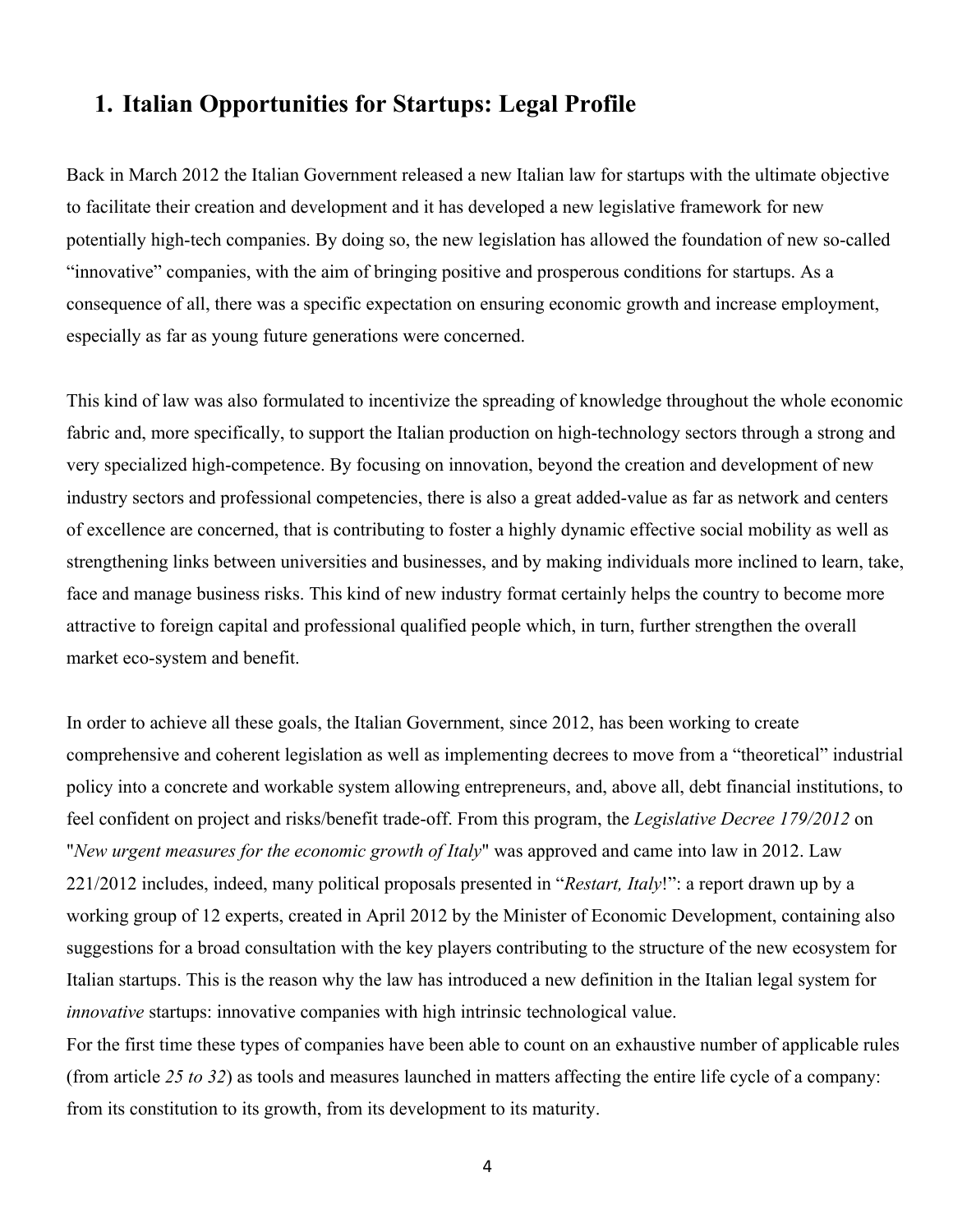# 1. Italian Opportunities for Startups: Legal Profile

Back in March 2012 the Italian Government released a new Italian law for startups with the ultimate objective to facilitate their creation and development and it has developed a new legislative framework for new potentially high-tech companies. By doing so, the new legislation has allowed the foundation of new so-called "innovative" companies, with the aim of bringing positive and prosperous conditions for startups. As a consequence of all, there was a specific expectation on ensuring economic growth and increase employment, especially as far as young future generations were concerned.

This kind of law was also formulated to incentivize the spreading of knowledge throughout the whole economic fabric and, more specifically, to support the Italian production on high-technology sectors through a strong and very specialized high-competence. By focusing on innovation, beyond the creation and development of new industry sectors and professional competencies, there is also a great added-value as far as network and centers of excellence are concerned, that is contributing to foster a highly dynamic effective social mobility as well as strengthening links between universities and businesses, and by making individuals more inclined to learn, take, face and manage business risks. This kind of new industry format certainly helps the country to become more attractive to foreign capital and professional qualified people which, in turn, further strengthen the overall market eco-system and benefit.

In order to achieve all these goals, the Italian Government, since 2012, has been working to create comprehensive and coherent legislation as well as implementing decrees to move from a "theoretical" industrial policy into a concrete and workable system allowing entrepreneurs, and, above all, debt financial institutions, to feel confident on project and risks/benefit trade-off. From this program, the *Legislative Decree 179/2012* on "*New urgent measures for the economic growth of Italy*" was approved and came into law in 2012. Law 221/2012 includes, indeed, many political proposals presented in "*Restart, Italy*!": a report drawn up by a working group of 12 experts, created in April 2012 by the Minister of Economic Development, containing also suggestions for a broad consultation with the key players contributing to the structure of the new ecosystem for Italian startups. This is the reason why the law has introduced a new definition in the Italian legal system for *innovative* startups: innovative companies with high intrinsic technological value.

For the first time these types of companies have been able to count on an exhaustive number of applicable rules (from article *25 to 32*) as tools and measures launched in matters affecting the entire life cycle of a company: from its constitution to its growth, from its development to its maturity.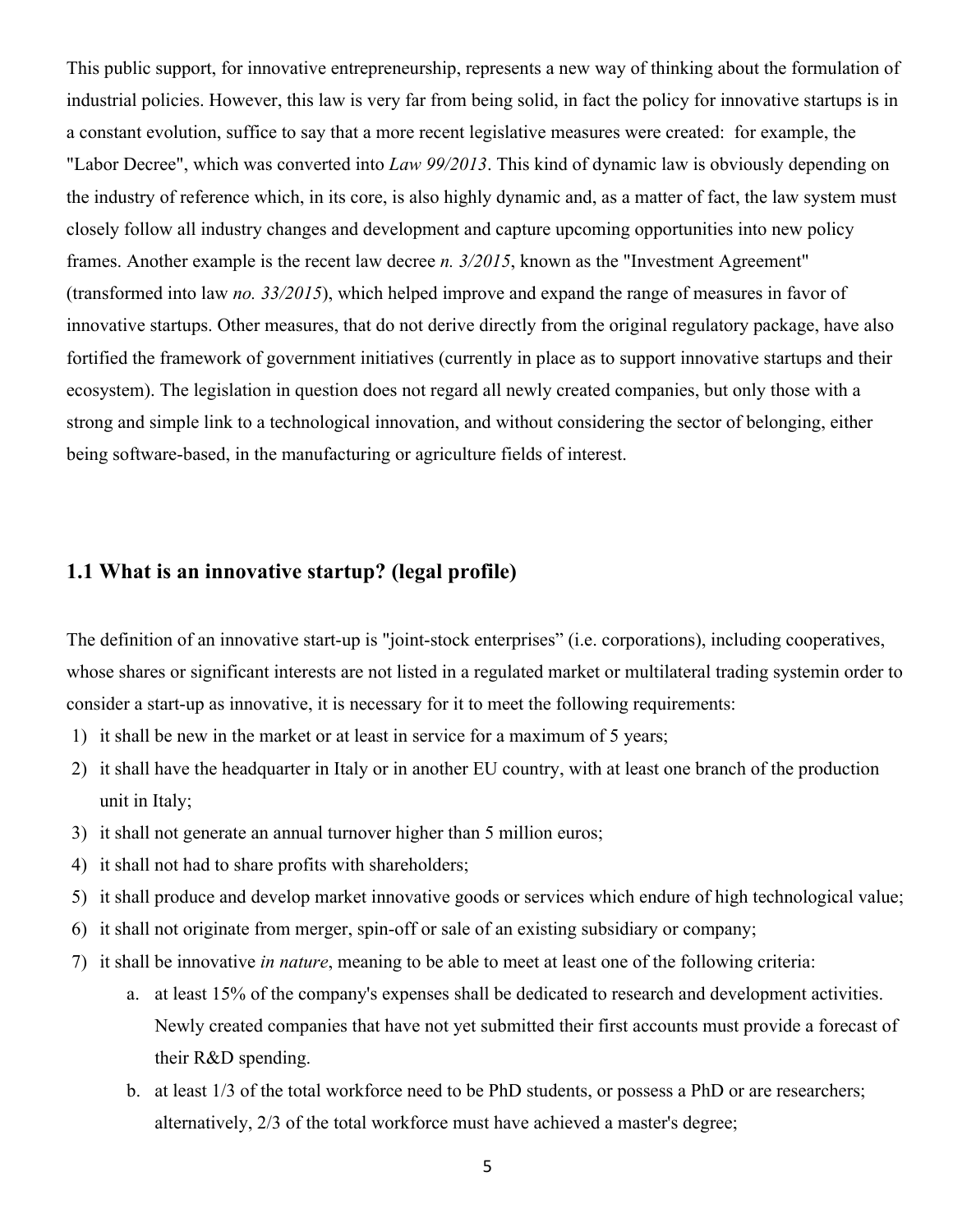This public support, for innovative entrepreneurship, represents a new way of thinking about the formulation of industrial policies. However, this law is very far from being solid, in fact the policy for innovative startups is in a constant evolution, suffice to say that a more recent legislative measures were created: for example, the "Labor Decree", which was converted into *Law 99/2013*. This kind of dynamic law is obviously depending on the industry of reference which, in its core, is also highly dynamic and, as a matter of fact, the law system must closely follow all industry changes and development and capture upcoming opportunities into new policy frames. Another example is the recent law decree *n. 3/2015*, known as the "Investment Agreement" (transformed into law *no. 33/2015*), which helped improve and expand the range of measures in favor of innovative startups. Other measures, that do not derive directly from the original regulatory package, have also fortified the framework of government initiatives (currently in place as to support innovative startups and their ecosystem). The legislation in question does not regard all newly created companies, but only those with a strong and simple link to a technological innovation, and without considering the sector of belonging, either being software-based, in the manufacturing or agriculture fields of interest.

## 1.1 What is an innovative startup? (legal profile)

The definition of an innovative start-up is "joint-stock enterprises" (i.e. corporations), including cooperatives, whose shares or significant interests are not listed in a regulated market or multilateral trading systemin order to consider a start-up as innovative, it is necessary for it to meet the following requirements:

1) it shall be new in the market or at least in service for a maximum of 5 years;
2) it shall have the headquarter in Italy or in another EU country, with at least one branch of the production unit in Italy;
3) it shall not generate an annual turnover higher than 5 million euros;
4) it shall not had to share profits with shareholders;
5) it shall produce and develop market innovative goods or services which endure of high technological value;
6) it shall not originate from merger, spin-off or sale of an existing subsidiary or company;
7) it shall be innovative *in nature*, meaning to be able to meet at least one of the following criteria:
    a. at least 15% of the company's expenses shall be dedicated to research and development activities. Newly created companies that have not yet submitted their first accounts must provide a forecast of their R&D spending.
    b. at least 1/3 of the total workforce need to be PhD students, or possess a PhD or are researchers; alternatively, 2/3 of the total workforce must have achieved a master's degree;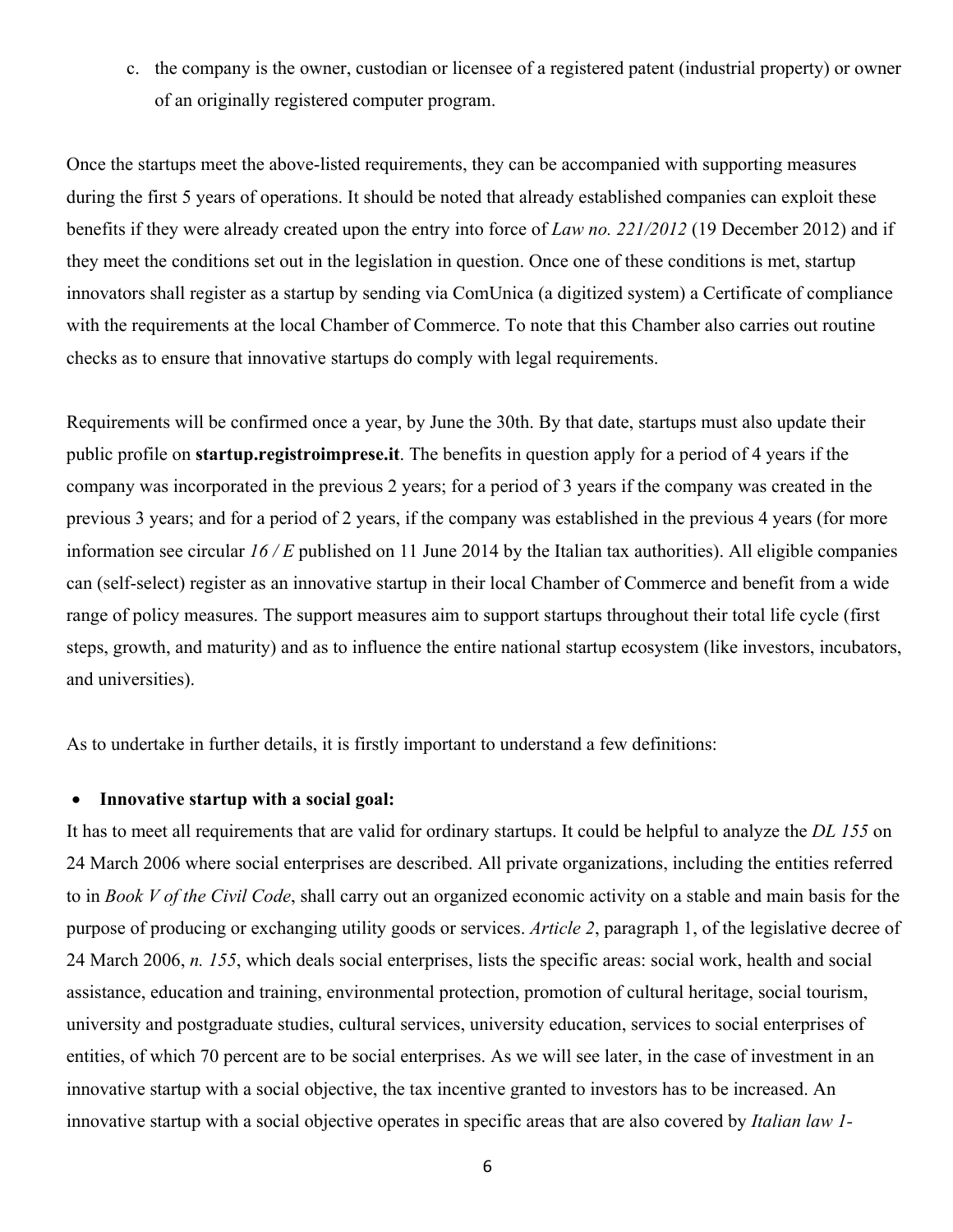c. the company is the owner, custodian or licensee of a registered patent (industrial property) or owner of an originally registered computer program.

Once the startups meet the above-listed requirements, they can be accompanied with supporting measures during the first 5 years of operations. It should be noted that already established companies can exploit these benefits if they were already created upon the entry into force of *Law no. 221/2012* (19 December 2012) and if they meet the conditions set out in the legislation in question. Once one of these conditions is met, startup innovators shall register as a startup by sending via ComUnica (a digitized system) a Certificate of compliance with the requirements at the local Chamber of Commerce. To note that this Chamber also carries out routine checks as to ensure that innovative startups do comply with legal requirements.

Requirements will be confirmed once a year, by June the 30th. By that date, startups must also update their public profile on **startup.registroimprese.it**. The benefits in question apply for a period of 4 years if the company was incorporated in the previous 2 years; for a period of 3 years if the company was created in the previous 3 years; and for a period of 2 years, if the company was established in the previous 4 years (for more information see circular *16 / E* published on 11 June 2014 by the Italian tax authorities). All eligible companies can (self-select) register as an innovative startup in their local Chamber of Commerce and benefit from a wide range of policy measures. The support measures aim to support startups throughout their total life cycle (first steps, growth, and maturity) and as to influence the entire national startup ecosystem (like investors, incubators, and universities).

As to undertake in further details, it is firstly important to understand a few definitions:

- **Innovative startup with a social goal:**

It has to meet all requirements that are valid for ordinary startups. It could be helpful to analyze the *DL 155* on 24 March 2006 where social enterprises are described. All private organizations, including the entities referred to in *Book V of the Civil Code*, shall carry out an organized economic activity on a stable and main basis for the purpose of producing or exchanging utility goods or services. *Article 2*, paragraph 1, of the legislative decree of 24 March 2006, *n. 155*, which deals social enterprises, lists the specific areas: social work, health and social assistance, education and training, environmental protection, promotion of cultural heritage, social tourism, university and postgraduate studies, cultural services, university education, services to social enterprises of entities, of which 70 percent are to be social enterprises. As we will see later, in the case of investment in an innovative startup with a social objective, the tax incentive granted to investors has to be increased. An innovative startup with a social objective operates in specific areas that are also covered by *Italian law 1-*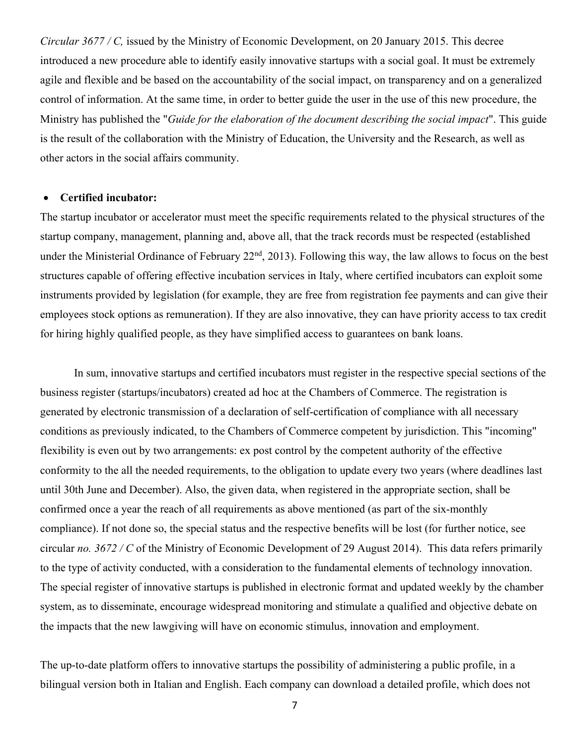*Circular 3677 / C,* issued by the Ministry of Economic Development, on 20 January 2015. This decree introduced a new procedure able to identify easily innovative startups with a social goal. It must be extremely agile and flexible and be based on the accountability of the social impact, on transparency and on a generalized control of information. At the same time, in order to better guide the user in the use of this new procedure, the Ministry has published the "*Guide for the elaboration of the document describing the social impact*". This guide is the result of the collaboration with the Ministry of Education, the University and the Research, as well as other actors in the social affairs community.

- **Certified incubator:**

The startup incubator or accelerator must meet the specific requirements related to the physical structures of the startup company, management, planning and, above all, that the track records must be respected (established under the Ministerial Ordinance of February 22nd, 2013). Following this way, the law allows to focus on the best structures capable of offering effective incubation services in Italy, where certified incubators can exploit some instruments provided by legislation (for example, they are free from registration fee payments and can give their employees stock options as remuneration). If they are also innovative, they can have priority access to tax credit for hiring highly qualified people, as they have simplified access to guarantees on bank loans.

In sum, innovative startups and certified incubators must register in the respective special sections of the business register (startups/incubators) created ad hoc at the Chambers of Commerce. The registration is generated by electronic transmission of a declaration of self-certification of compliance with all necessary conditions as previously indicated, to the Chambers of Commerce competent by jurisdiction. This "incoming" flexibility is even out by two arrangements: ex post control by the competent authority of the effective conformity to the all the needed requirements, to the obligation to update every two years (where deadlines last until 30th June and December). Also, the given data, when registered in the appropriate section, shall be confirmed once a year the reach of all requirements as above mentioned (as part of the six-monthly compliance). If not done so, the special status and the respective benefits will be lost (for further notice, see circular *no. 3672 / C* of the Ministry of Economic Development of 29 August 2014). This data refers primarily to the type of activity conducted, with a consideration to the fundamental elements of technology innovation. The special register of innovative startups is published in electronic format and updated weekly by the chamber system, as to disseminate, encourage widespread monitoring and stimulate a qualified and objective debate on the impacts that the new lawgiving will have on economic stimulus, innovation and employment.

The up-to-date platform offers to innovative startups the possibility of administering a public profile, in a bilingual version both in Italian and English. Each company can download a detailed profile, which does not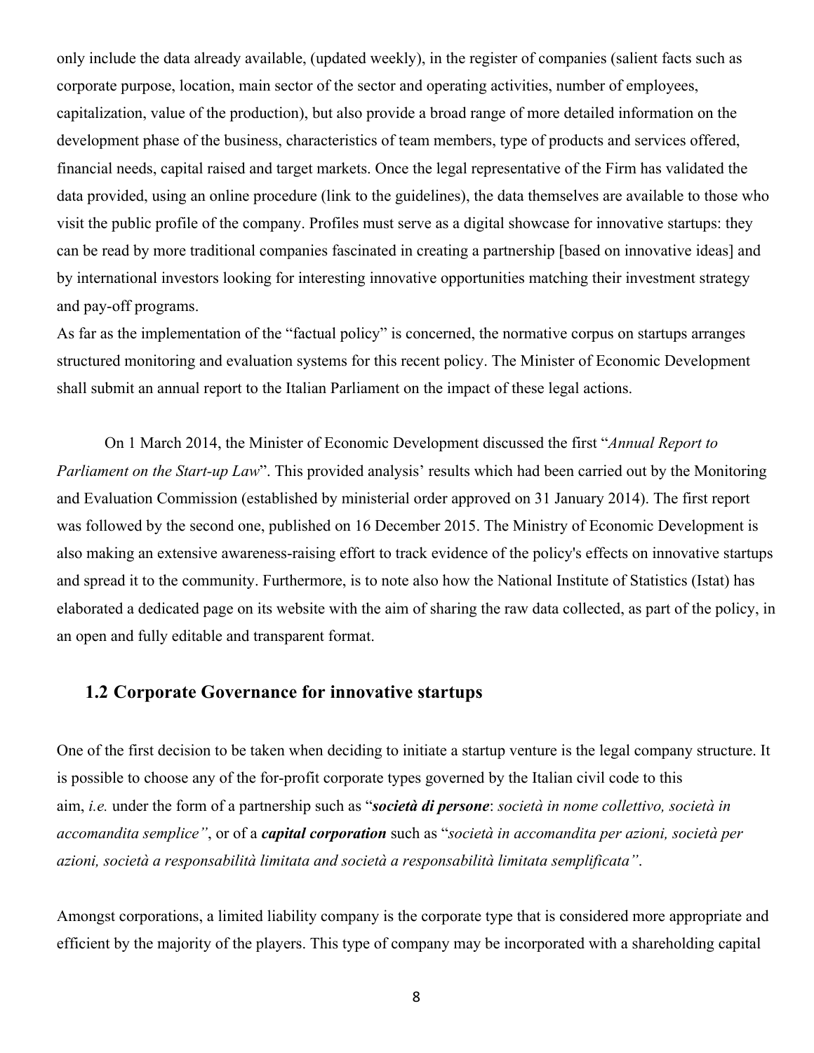only include the data already available, (updated weekly), in the register of companies (salient facts such as corporate purpose, location, main sector of the sector and operating activities, number of employees, capitalization, value of the production), but also provide a broad range of more detailed information on the development phase of the business, characteristics of team members, type of products and services offered, financial needs, capital raised and target markets. Once the legal representative of the Firm has validated the data provided, using an online procedure (link to the guidelines), the data themselves are available to those who visit the public profile of the company. Profiles must serve as a digital showcase for innovative startups: they can be read by more traditional companies fascinated in creating a partnership [based on innovative ideas] and by international investors looking for interesting innovative opportunities matching their investment strategy and pay-off programs.
As far as the implementation of the "factual policy" is concerned, the normative corpus on startups arranges structured monitoring and evaluation systems for this recent policy. The Minister of Economic Development shall submit an annual report to the Italian Parliament on the impact of these legal actions.

On 1 March 2014, the Minister of Economic Development discussed the first "*Annual Report to Parliament on the Start-up Law*". This provided analysis' results which had been carried out by the Monitoring and Evaluation Commission (established by ministerial order approved on 31 January 2014). The first report was followed by the second one, published on 16 December 2015. The Ministry of Economic Development is also making an extensive awareness-raising effort to track evidence of the policy's effects on innovative startups and spread it to the community. Furthermore, is to note also how the National Institute of Statistics (Istat) has elaborated a dedicated page on its website with the aim of sharing the raw data collected, as part of the policy, in an open and fully editable and transparent format.

## 1.2 Corporate Governance for innovative startups

One of the first decision to be taken when deciding to initiate a startup venture is the legal company structure. It is possible to choose any of the for-profit corporate types governed by the Italian civil code to this aim, *i.e.* under the form of a partnership such as "***società di persone***: *società in nome collettivo, società in accomandita semplice"*, or of a ***capital corporation*** such as "*società in accomandita per azioni, società per azioni, società a responsabilità limitata and società a responsabilità limitata semplificata"*.

Amongst corporations, a limited liability company is the corporate type that is considered more appropriate and efficient by the majority of the players. This type of company may be incorporated with a shareholding capital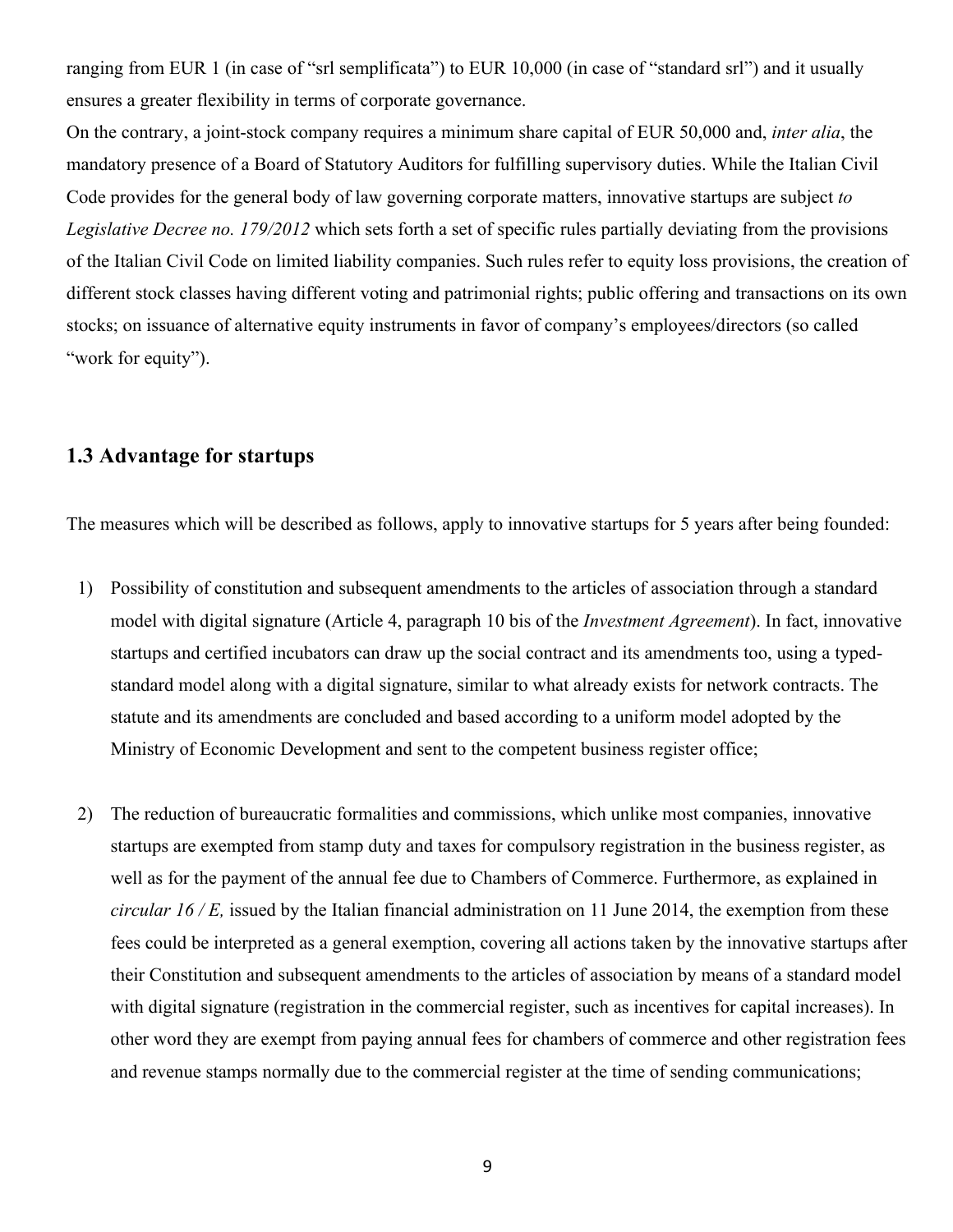ranging from EUR 1 (in case of "srl semplificata") to EUR 10,000 (in case of "standard srl") and it usually ensures a greater flexibility in terms of corporate governance.

On the contrary, a joint-stock company requires a minimum share capital of EUR 50,000 and, *inter alia*, the mandatory presence of a Board of Statutory Auditors for fulfilling supervisory duties. While the Italian Civil Code provides for the general body of law governing corporate matters, innovative startups are subject *to Legislative Decree no. 179/2012* which sets forth a set of specific rules partially deviating from the provisions of the Italian Civil Code on limited liability companies. Such rules refer to equity loss provisions, the creation of different stock classes having different voting and patrimonial rights; public offering and transactions on its own stocks; on issuance of alternative equity instruments in favor of company's employees/directors (so called "work for equity").

### 1.3 Advantage for startups

The measures which will be described as follows, apply to innovative startups for 5 years after being founded:

1) Possibility of constitution and subsequent amendments to the articles of association through a standard model with digital signature (Article 4, paragraph 10 bis of the *Investment Agreement*). In fact, innovative startups and certified incubators can draw up the social contract and its amendments too, using a typed-standard model along with a digital signature, similar to what already exists for network contracts. The statute and its amendments are concluded and based according to a uniform model adopted by the Ministry of Economic Development and sent to the competent business register office;

2) The reduction of bureaucratic formalities and commissions, which unlike most companies, innovative startups are exempted from stamp duty and taxes for compulsory registration in the business register, as well as for the payment of the annual fee due to Chambers of Commerce. Furthermore, as explained in *circular 16 / E,* issued by the Italian financial administration on 11 June 2014, the exemption from these fees could be interpreted as a general exemption, covering all actions taken by the innovative startups after their Constitution and subsequent amendments to the articles of association by means of a standard model with digital signature (registration in the commercial register, such as incentives for capital increases). In other word they are exempt from paying annual fees for chambers of commerce and other registration fees and revenue stamps normally due to the commercial register at the time of sending communications;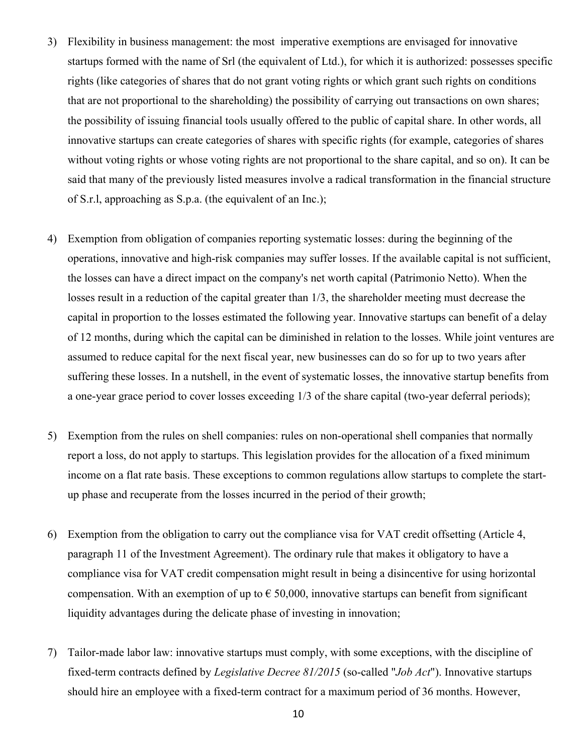3) Flexibility in business management: the most imperative exemptions are envisaged for innovative startups formed with the name of Srl (the equivalent of Ltd.), for which it is authorized: possesses specific rights (like categories of shares that do not grant voting rights or which grant such rights on conditions that are not proportional to the shareholding) the possibility of carrying out transactions on own shares; the possibility of issuing financial tools usually offered to the public of capital share. In other words, all innovative startups can create categories of shares with specific rights (for example, categories of shares without voting rights or whose voting rights are not proportional to the share capital, and so on). It can be said that many of the previously listed measures involve a radical transformation in the financial structure of S.r.l, approaching as S.p.a. (the equivalent of an Inc.);

4) Exemption from obligation of companies reporting systematic losses: during the beginning of the operations, innovative and high-risk companies may suffer losses. If the available capital is not sufficient, the losses can have a direct impact on the company's net worth capital (Patrimonio Netto). When the losses result in a reduction of the capital greater than 1/3, the shareholder meeting must decrease the capital in proportion to the losses estimated the following year. Innovative startups can benefit of a delay of 12 months, during which the capital can be diminished in relation to the losses. While joint ventures are assumed to reduce capital for the next fiscal year, new businesses can do so for up to two years after suffering these losses. In a nutshell, in the event of systematic losses, the innovative startup benefits from a one-year grace period to cover losses exceeding 1/3 of the share capital (two-year deferral periods);

5) Exemption from the rules on shell companies: rules on non-operational shell companies that normally report a loss, do not apply to startups. This legislation provides for the allocation of a fixed minimum income on a flat rate basis. These exceptions to common regulations allow startups to complete the start-up phase and recuperate from the losses incurred in the period of their growth;

6) Exemption from the obligation to carry out the compliance visa for VAT credit offsetting (Article 4, paragraph 11 of the Investment Agreement). The ordinary rule that makes it obligatory to have a compliance visa for VAT credit compensation might result in being a disincentive for using horizontal compensation. With an exemption of up to € 50,000, innovative startups can benefit from significant liquidity advantages during the delicate phase of investing in innovation;

7) Tailor-made labor law: innovative startups must comply, with some exceptions, with the discipline of fixed-term contracts defined by *Legislative Decree 81/2015* (so-called "*Job Act*"). Innovative startups should hire an employee with a fixed-term contract for a maximum period of 36 months. However,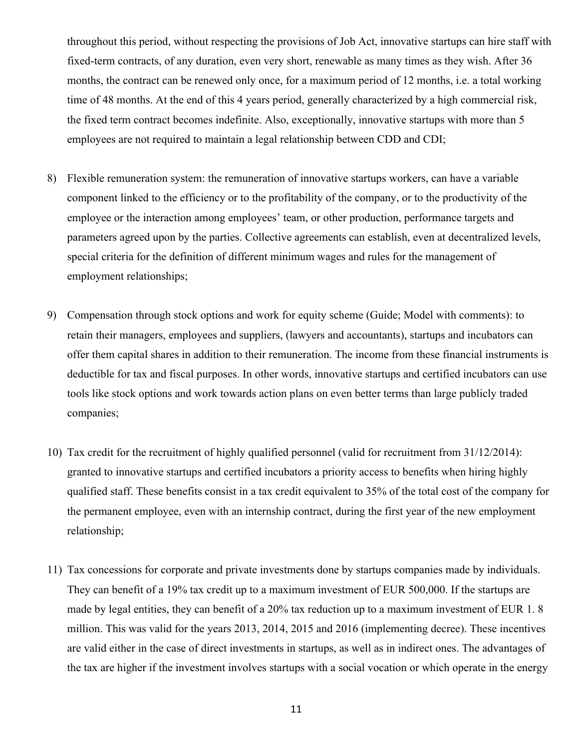throughout this period, without respecting the provisions of Job Act, innovative startups can hire staff with fixed-term contracts, of any duration, even very short, renewable as many times as they wish. After 36 months, the contract can be renewed only once, for a maximum period of 12 months, i.e. a total working time of 48 months. At the end of this 4 years period, generally characterized by a high commercial risk, the fixed term contract becomes indefinite. Also, exceptionally, innovative startups with more than 5 employees are not required to maintain a legal relationship between CDD and CDI;

8) Flexible remuneration system: the remuneration of innovative startups workers, can have a variable component linked to the efficiency or to the profitability of the company, or to the productivity of the employee or the interaction among employees' team, or other production, performance targets and parameters agreed upon by the parties. Collective agreements can establish, even at decentralized levels, special criteria for the definition of different minimum wages and rules for the management of employment relationships;

9) Compensation through stock options and work for equity scheme (Guide; Model with comments): to retain their managers, employees and suppliers, (lawyers and accountants), startups and incubators can offer them capital shares in addition to their remuneration. The income from these financial instruments is deductible for tax and fiscal purposes. In other words, innovative startups and certified incubators can use tools like stock options and work towards action plans on even better terms than large publicly traded companies;

10) Tax credit for the recruitment of highly qualified personnel (valid for recruitment from 31/12/2014): granted to innovative startups and certified incubators a priority access to benefits when hiring highly qualified staff. These benefits consist in a tax credit equivalent to 35% of the total cost of the company for the permanent employee, even with an internship contract, during the first year of the new employment relationship;

11) Tax concessions for corporate and private investments done by startups companies made by individuals. They can benefit of a 19% tax credit up to a maximum investment of EUR 500,000. If the startups are made by legal entities, they can benefit of a 20% tax reduction up to a maximum investment of EUR 1. 8 million. This was valid for the years 2013, 2014, 2015 and 2016 (implementing decree). These incentives are valid either in the case of direct investments in startups, as well as in indirect ones. The advantages of the tax are higher if the investment involves startups with a social vocation or which operate in the energy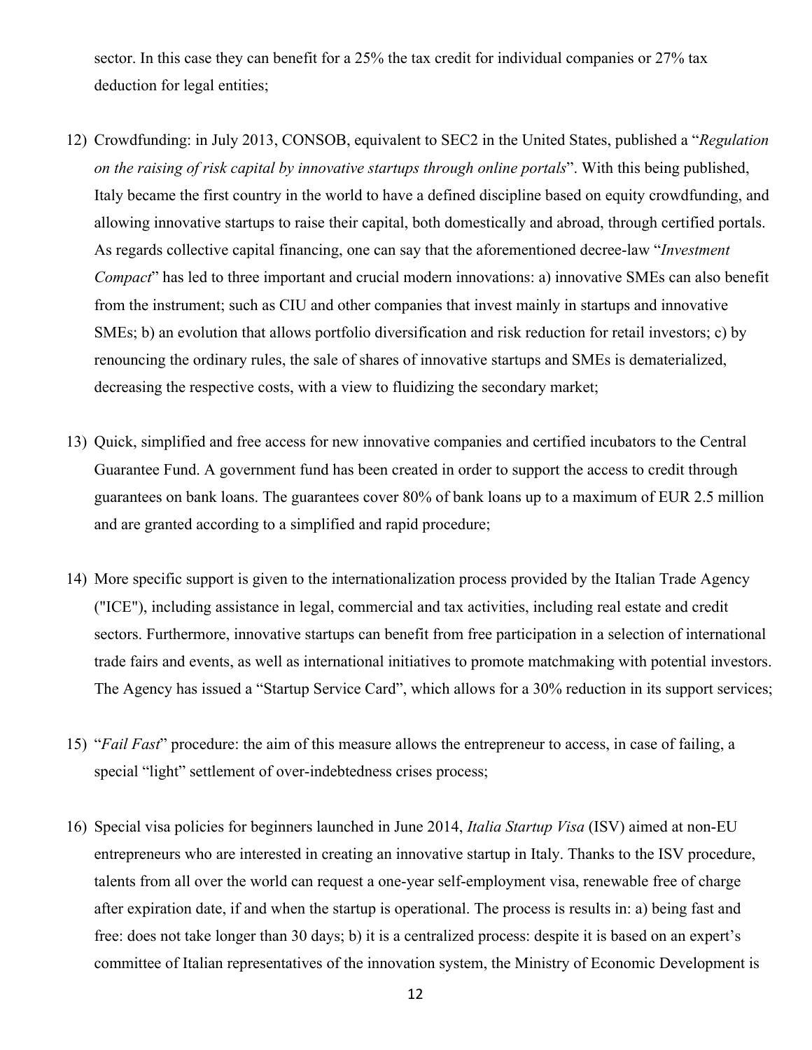sector. In this case they can benefit for a 25% the tax credit for individual companies or 27% tax deduction for legal entities;

12) Crowdfunding: in July 2013, CONSOB, equivalent to SEC2 in the United States, published a "*Regulation on the raising of risk capital by innovative startups through online portals*". With this being published, Italy became the first country in the world to have a defined discipline based on equity crowdfunding, and allowing innovative startups to raise their capital, both domestically and abroad, through certified portals. As regards collective capital financing, one can say that the aforementioned decree-law "*Investment Compact*" has led to three important and crucial modern innovations: a) innovative SMEs can also benefit from the instrument; such as CIU and other companies that invest mainly in startups and innovative SMEs; b) an evolution that allows portfolio diversification and risk reduction for retail investors; c) by renouncing the ordinary rules, the sale of shares of innovative startups and SMEs is dematerialized, decreasing the respective costs, with a view to fluidizing the secondary market;

13) Quick, simplified and free access for new innovative companies and certified incubators to the Central Guarantee Fund. A government fund has been created in order to support the access to credit through guarantees on bank loans. The guarantees cover 80% of bank loans up to a maximum of EUR 2.5 million and are granted according to a simplified and rapid procedure;

14) More specific support is given to the internationalization process provided by the Italian Trade Agency ("ICE"), including assistance in legal, commercial and tax activities, including real estate and credit sectors. Furthermore, innovative startups can benefit from free participation in a selection of international trade fairs and events, as well as international initiatives to promote matchmaking with potential investors. The Agency has issued a "Startup Service Card", which allows for a 30% reduction in its support services;

15) "*Fail Fast*" procedure: the aim of this measure allows the entrepreneur to access, in case of failing, a special "light" settlement of over-indebtedness crises process;

16) Special visa policies for beginners launched in June 2014, *Italia Startup Visa* (ISV) aimed at non-EU entrepreneurs who are interested in creating an innovative startup in Italy. Thanks to the ISV procedure, talents from all over the world can request a one-year self-employment visa, renewable free of charge after expiration date, if and when the startup is operational. The process is results in: a) being fast and free: does not take longer than 30 days; b) it is a centralized process: despite it is based on an expert's committee of Italian representatives of the innovation system, the Ministry of Economic Development is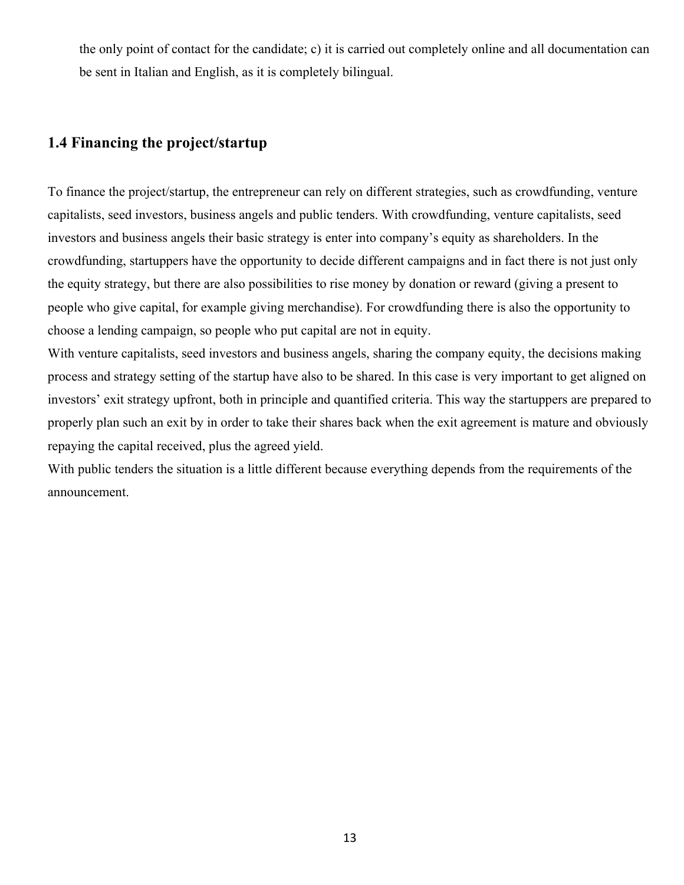the only point of contact for the candidate; c) it is carried out completely online and all documentation can be sent in Italian and English, as it is completely bilingual.

## 1.4 Financing the project/startup

To finance the project/startup, the entrepreneur can rely on different strategies, such as crowdfunding, venture capitalists, seed investors, business angels and public tenders. With crowdfunding, venture capitalists, seed investors and business angels their basic strategy is enter into company's equity as shareholders. In the crowdfunding, startuppers have the opportunity to decide different campaigns and in fact there is not just only the equity strategy, but there are also possibilities to rise money by donation or reward (giving a present to people who give capital, for example giving merchandise). For crowdfunding there is also the opportunity to choose a lending campaign, so people who put capital are not in equity.

With venture capitalists, seed investors and business angels, sharing the company equity, the decisions making process and strategy setting of the startup have also to be shared. In this case is very important to get aligned on investors' exit strategy upfront, both in principle and quantified criteria. This way the startuppers are prepared to properly plan such an exit by in order to take their shares back when the exit agreement is mature and obviously repaying the capital received, plus the agreed yield.

With public tenders the situation is a little different because everything depends from the requirements of the announcement.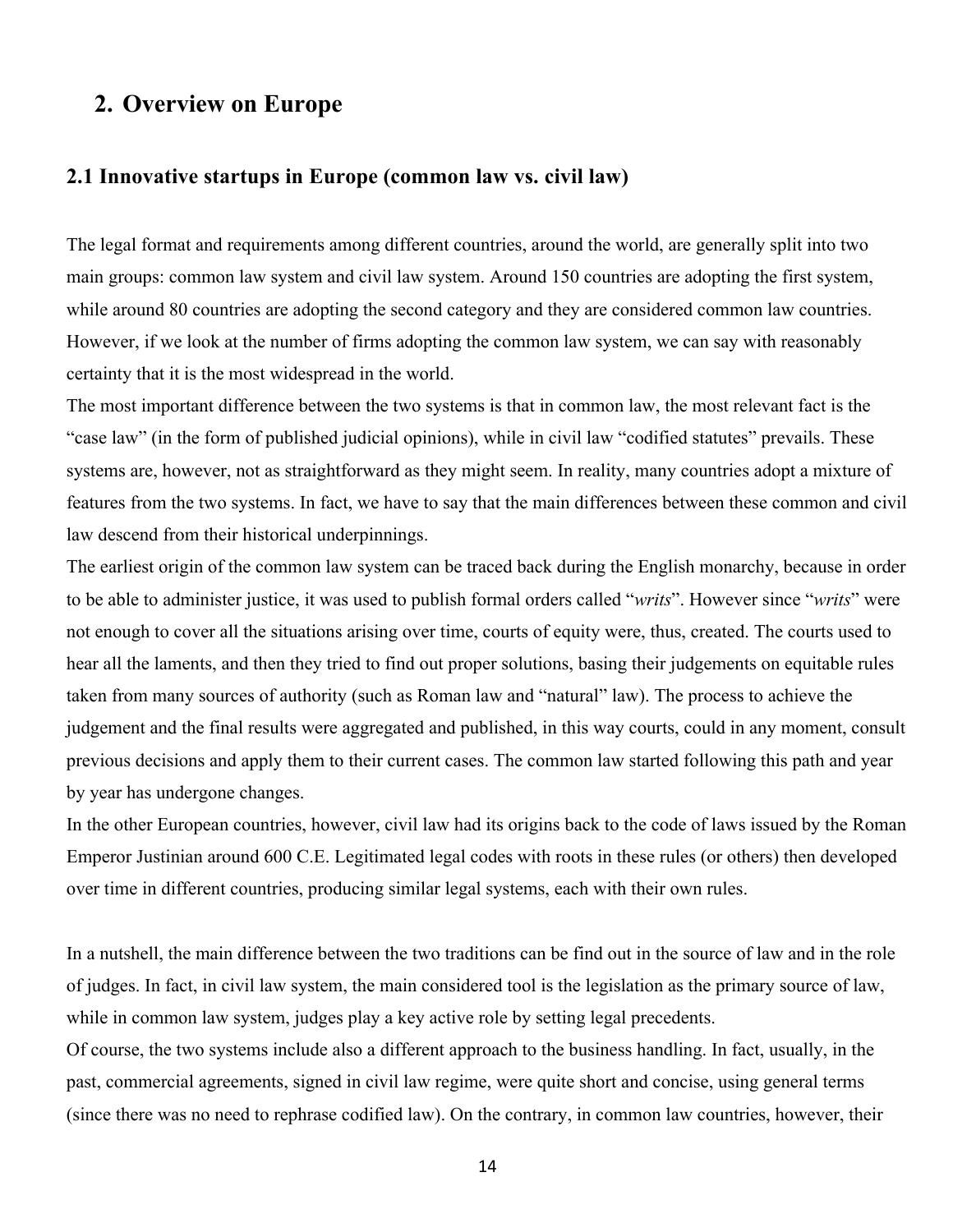# 2. Overview on Europe

## 2.1 Innovative startups in Europe (common law vs. civil law)

The legal format and requirements among different countries, around the world, are generally split into two main groups: common law system and civil law system. Around 150 countries are adopting the first system, while around 80 countries are adopting the second category and they are considered common law countries. However, if we look at the number of firms adopting the common law system, we can say with reasonably certainty that it is the most widespread in the world.

The most important difference between the two systems is that in common law, the most relevant fact is the "case law" (in the form of published judicial opinions), while in civil law "codified statutes" prevails. These systems are, however, not as straightforward as they might seem. In reality, many countries adopt a mixture of features from the two systems. In fact, we have to say that the main differences between these common and civil law descend from their historical underpinnings.

The earliest origin of the common law system can be traced back during the English monarchy, because in order to be able to administer justice, it was used to publish formal orders called "*writs*". However since "*writs*" were not enough to cover all the situations arising over time, courts of equity were, thus, created. The courts used to hear all the laments, and then they tried to find out proper solutions, basing their judgements on equitable rules taken from many sources of authority (such as Roman law and "natural" law). The process to achieve the judgement and the final results were aggregated and published, in this way courts, could in any moment, consult previous decisions and apply them to their current cases. The common law started following this path and year by year has undergone changes.

In the other European countries, however, civil law had its origins back to the code of laws issued by the Roman Emperor Justinian around 600 C.E. Legitimated legal codes with roots in these rules (or others) then developed over time in different countries, producing similar legal systems, each with their own rules.

In a nutshell, the main difference between the two traditions can be find out in the source of law and in the role of judges. In fact, in civil law system, the main considered tool is the legislation as the primary source of law, while in common law system, judges play a key active role by setting legal precedents.

Of course, the two systems include also a different approach to the business handling. In fact, usually, in the past, commercial agreements, signed in civil law regime, were quite short and concise, using general terms (since there was no need to rephrase codified law). On the contrary, in common law countries, however, their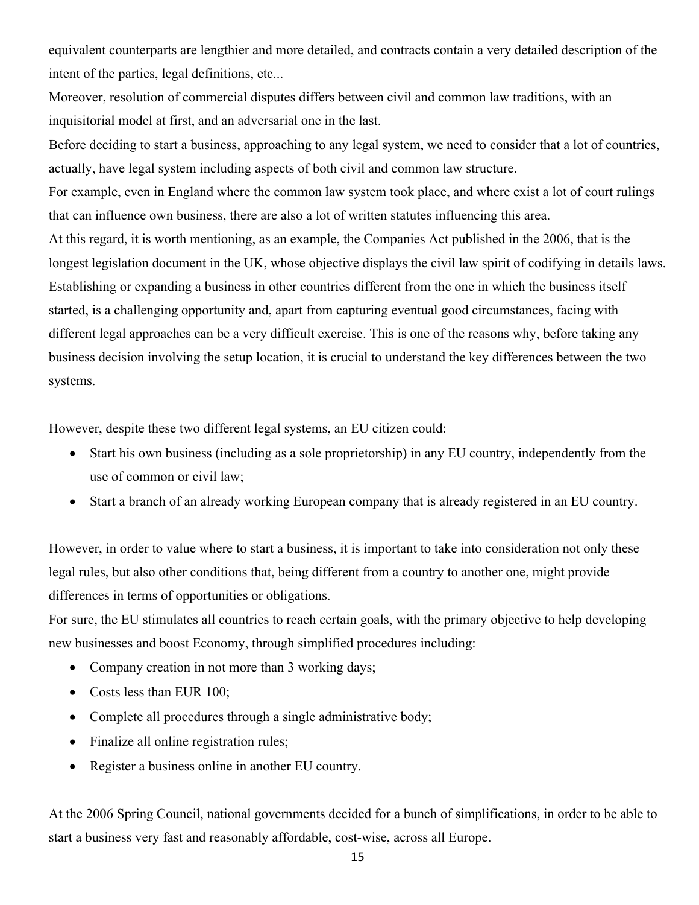equivalent counterparts are lengthier and more detailed, and contracts contain a very detailed description of the intent of the parties, legal definitions, etc...

Moreover, resolution of commercial disputes differs between civil and common law traditions, with an inquisitorial model at first, and an adversarial one in the last.

Before deciding to start a business, approaching to any legal system, we need to consider that a lot of countries, actually, have legal system including aspects of both civil and common law structure.

For example, even in England where the common law system took place, and where exist a lot of court rulings that can influence own business, there are also a lot of written statutes influencing this area.

At this regard, it is worth mentioning, as an example, the Companies Act published in the 2006, that is the longest legislation document in the UK, whose objective displays the civil law spirit of codifying in details laws.

Establishing or expanding a business in other countries different from the one in which the business itself started, is a challenging opportunity and, apart from capturing eventual good circumstances, facing with different legal approaches can be a very difficult exercise. This is one of the reasons why, before taking any business decision involving the setup location, it is crucial to understand the key differences between the two systems.

However, despite these two different legal systems, an EU citizen could:

- Start his own business (including as a sole proprietorship) in any EU country, independently from the use of common or civil law;
- Start a branch of an already working European company that is already registered in an EU country.

However, in order to value where to start a business, it is important to take into consideration not only these legal rules, but also other conditions that, being different from a country to another one, might provide differences in terms of opportunities or obligations.

For sure, the EU stimulates all countries to reach certain goals, with the primary objective to help developing new businesses and boost Economy, through simplified procedures including:

- Company creation in not more than 3 working days;
- Costs less than EUR 100;
- Complete all procedures through a single administrative body;
- Finalize all online registration rules;
- Register a business online in another EU country.

At the 2006 Spring Council, national governments decided for a bunch of simplifications, in order to be able to start a business very fast and reasonably affordable, cost-wise, across all Europe.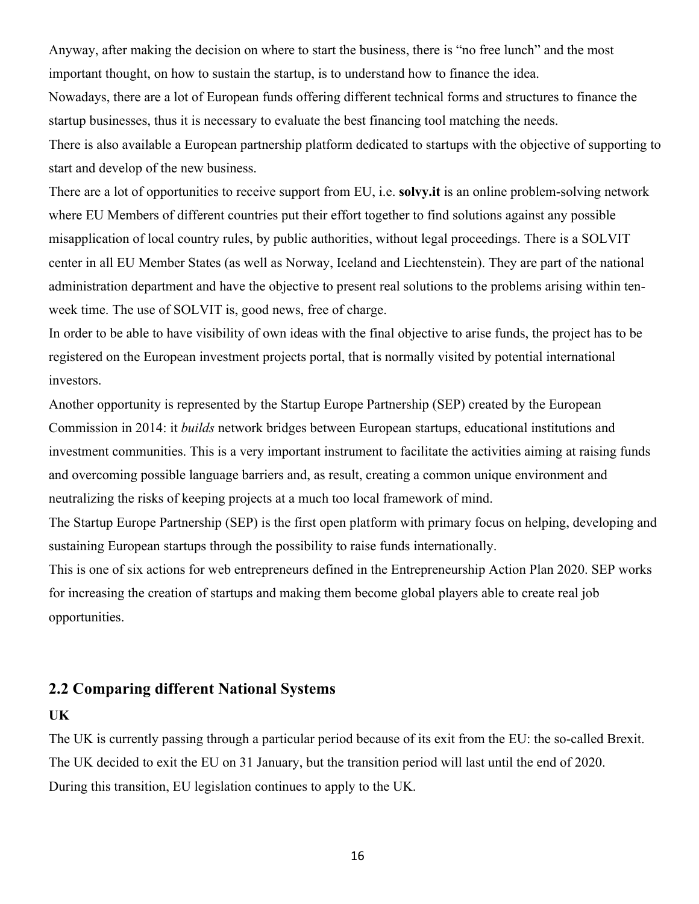Anyway, after making the decision on where to start the business, there is "no free lunch" and the most important thought, on how to sustain the startup, is to understand how to finance the idea.

Nowadays, there are a lot of European funds offering different technical forms and structures to finance the startup businesses, thus it is necessary to evaluate the best financing tool matching the needs.

There is also available a European partnership platform dedicated to startups with the objective of supporting to start and develop of the new business.

There are a lot of opportunities to receive support from EU, i.e. **solvy.it** is an online problem-solving network where EU Members of different countries put their effort together to find solutions against any possible misapplication of local country rules, by public authorities, without legal proceedings. There is a SOLVIT center in all EU Member States (as well as Norway, Iceland and Liechtenstein). They are part of the national administration department and have the objective to present real solutions to the problems arising within ten-week time. The use of SOLVIT is, good news, free of charge.

In order to be able to have visibility of own ideas with the final objective to arise funds, the project has to be registered on the European investment projects portal, that is normally visited by potential international investors.

Another opportunity is represented by the Startup Europe Partnership (SEP) created by the European Commission in 2014: it *builds* network bridges between European startups, educational institutions and investment communities. This is a very important instrument to facilitate the activities aiming at raising funds and overcoming possible language barriers and, as result, creating a common unique environment and neutralizing the risks of keeping projects at a much too local framework of mind.

The Startup Europe Partnership (SEP) is the first open platform with primary focus on helping, developing and sustaining European startups through the possibility to raise funds internationally.

This is one of six actions for web entrepreneurs defined in the Entrepreneurship Action Plan 2020. SEP works for increasing the creation of startups and making them become global players able to create real job opportunities.

## 2.2 Comparing different National Systems

**UK**

The UK is currently passing through a particular period because of its exit from the EU: the so-called Brexit. The UK decided to exit the EU on 31 January, but the transition period will last until the end of 2020. During this transition, EU legislation continues to apply to the UK.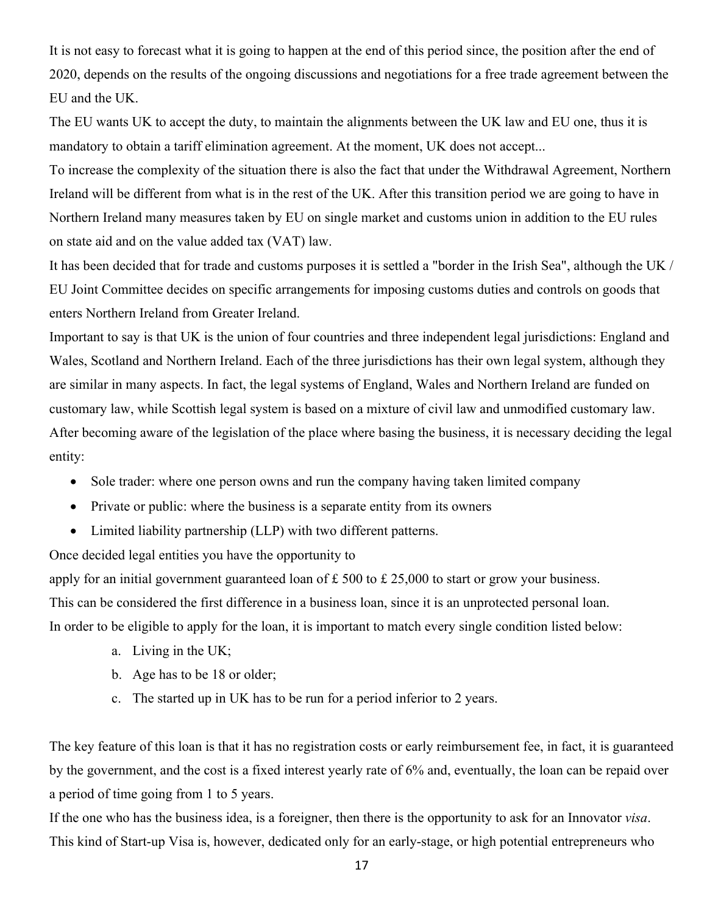It is not easy to forecast what it is going to happen at the end of this period since, the position after the end of 2020, depends on the results of the ongoing discussions and negotiations for a free trade agreement between the EU and the UK.

The EU wants UK to accept the duty, to maintain the alignments between the UK law and EU one, thus it is mandatory to obtain a tariff elimination agreement. At the moment, UK does not accept...

To increase the complexity of the situation there is also the fact that under the Withdrawal Agreement, Northern Ireland will be different from what is in the rest of the UK. After this transition period we are going to have in Northern Ireland many measures taken by EU on single market and customs union in addition to the EU rules on state aid and on the value added tax (VAT) law.

It has been decided that for trade and customs purposes it is settled a "border in the Irish Sea", although the UK / EU Joint Committee decides on specific arrangements for imposing customs duties and controls on goods that enters Northern Ireland from Greater Ireland.

Important to say is that UK is the union of four countries and three independent legal jurisdictions: England and Wales, Scotland and Northern Ireland. Each of the three jurisdictions has their own legal system, although they are similar in many aspects. In fact, the legal systems of England, Wales and Northern Ireland are funded on customary law, while Scottish legal system is based on a mixture of civil law and unmodified customary law.

After becoming aware of the legislation of the place where basing the business, it is necessary deciding the legal entity:

- Sole trader: where one person owns and run the company having taken limited company
- Private or public: where the business is a separate entity from its owners
- Limited liability partnership (LLP) with two different patterns.

Once decided legal entities you have the opportunity to
apply for an initial government guaranteed loan of £ 500 to £ 25,000 to start or grow your business.

This can be considered the first difference in a business loan, since it is an unprotected personal loan.

In order to be eligible to apply for the loan, it is important to match every single condition listed below:

a. Living in the UK;
b. Age has to be 18 or older;
c. The started up in UK has to be run for a period inferior to 2 years.

The key feature of this loan is that it has no registration costs or early reimbursement fee, in fact, it is guaranteed by the government, and the cost is a fixed interest yearly rate of 6% and, eventually, the loan can be repaid over a period of time going from 1 to 5 years.

If the one who has the business idea, is a foreigner, then there is the opportunity to ask for an Innovator *visa*. This kind of Start-up Visa is, however, dedicated only for an early-stage, or high potential entrepreneurs who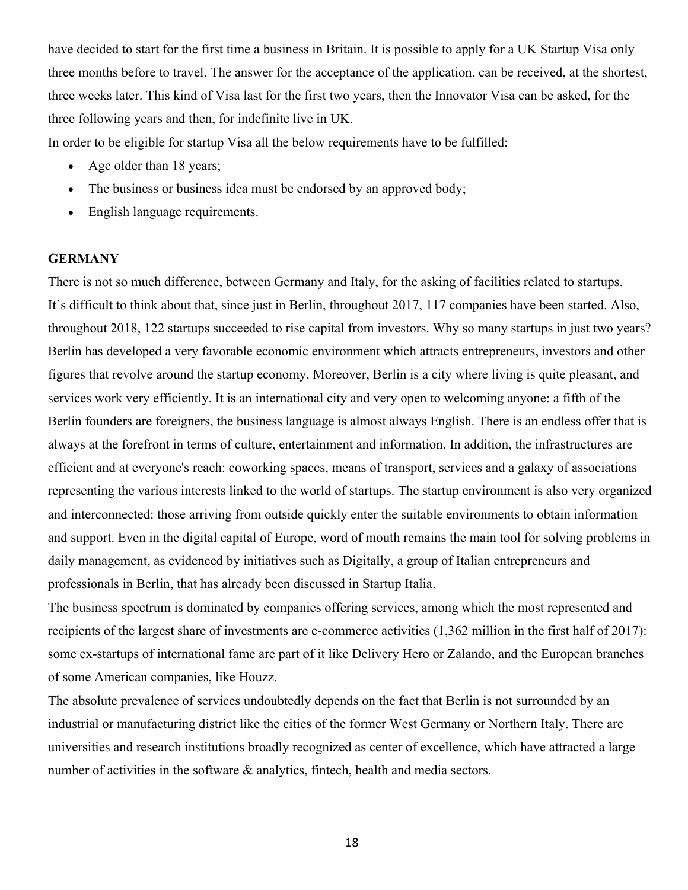have decided to start for the first time a business in Britain. It is possible to apply for a UK Startup Visa only three months before to travel. The answer for the acceptance of the application, can be received, at the shortest, three weeks later. This kind of Visa last for the first two years, then the Innovator Visa can be asked, for the three following years and then, for indefinite live in UK.

In order to be eligible for startup Visa all the below requirements have to be fulfilled:

- Age older than 18 years;
- The business or business idea must be endorsed by an approved body;
- English language requirements.

**GERMANY**

There is not so much difference, between Germany and Italy, for the asking of facilities related to startups. It's difficult to think about that, since just in Berlin, throughout 2017, 117 companies have been started. Also, throughout 2018, 122 startups succeeded to rise capital from investors. Why so many startups in just two years? Berlin has developed a very favorable economic environment which attracts entrepreneurs, investors and other figures that revolve around the startup economy. Moreover, Berlin is a city where living is quite pleasant, and services work very efficiently. It is an international city and very open to welcoming anyone: a fifth of the Berlin founders are foreigners, the business language is almost always English. There is an endless offer that is always at the forefront in terms of culture, entertainment and information. In addition, the infrastructures are efficient and at everyone's reach: coworking spaces, means of transport, services and a galaxy of associations representing the various interests linked to the world of startups. The startup environment is also very organized and interconnected: those arriving from outside quickly enter the suitable environments to obtain information and support. Even in the digital capital of Europe, word of mouth remains the main tool for solving problems in daily management, as evidenced by initiatives such as Digitally, a group of Italian entrepreneurs and professionals in Berlin, that has already been discussed in Startup Italia.

The business spectrum is dominated by companies offering services, among which the most represented and recipients of the largest share of investments are e-commerce activities (1,362 million in the first half of 2017): some ex-startups of international fame are part of it like Delivery Hero or Zalando, and the European branches of some American companies, like Houzz.

The absolute prevalence of services undoubtedly depends on the fact that Berlin is not surrounded by an industrial or manufacturing district like the cities of the former West Germany or Northern Italy. There are universities and research institutions broadly recognized as center of excellence, which have attracted a large number of activities in the software & analytics, fintech, health and media sectors.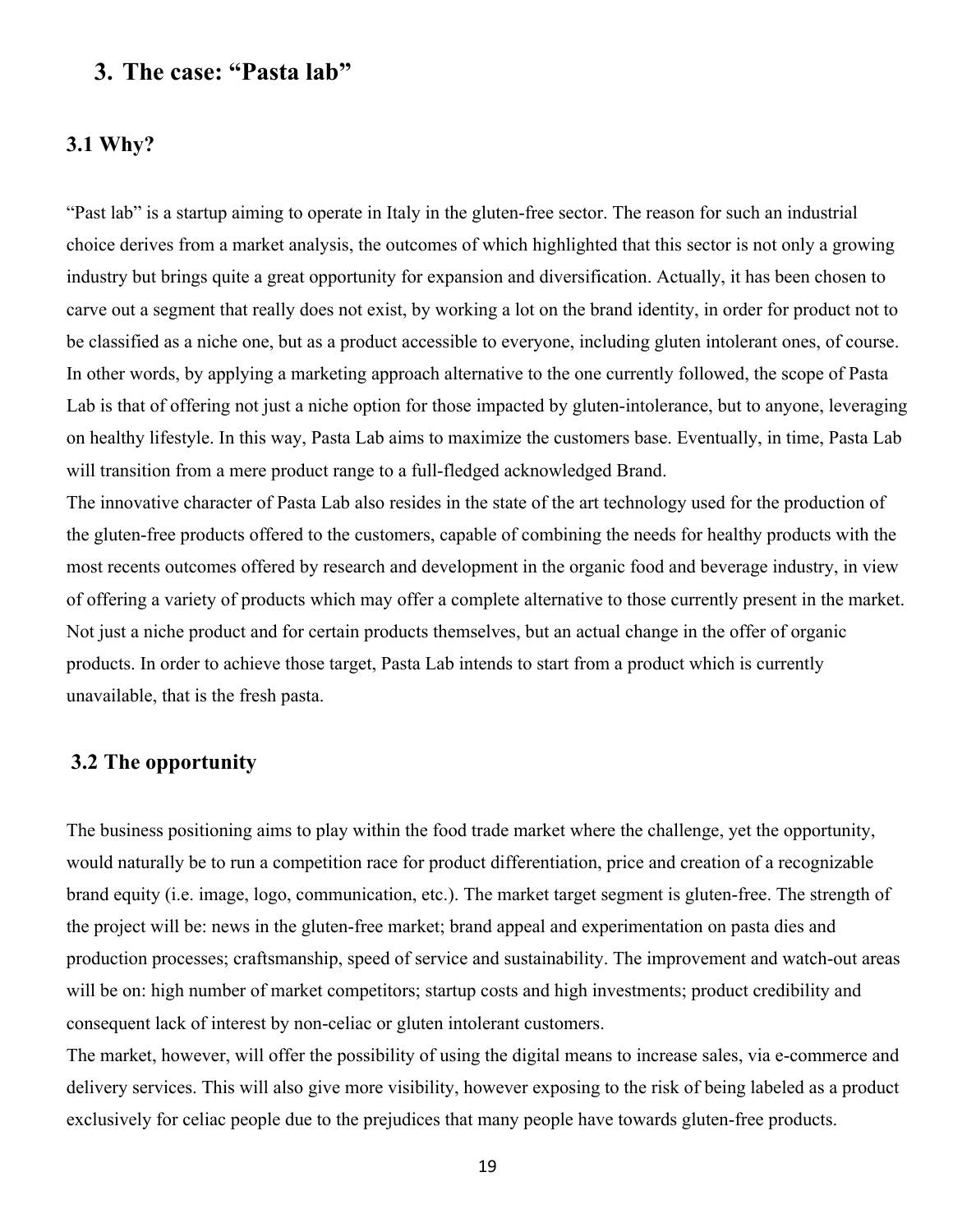## 3. The case: "Pasta lab"

### 3.1 Why?

"Past lab" is a startup aiming to operate in Italy in the gluten-free sector. The reason for such an industrial choice derives from a market analysis, the outcomes of which highlighted that this sector is not only a growing industry but brings quite a great opportunity for expansion and diversification. Actually, it has been chosen to carve out a segment that really does not exist, by working a lot on the brand identity, in order for product not to be classified as a niche one, but as a product accessible to everyone, including gluten intolerant ones, of course. In other words, by applying a marketing approach alternative to the one currently followed, the scope of Pasta Lab is that of offering not just a niche option for those impacted by gluten-intolerance, but to anyone, leveraging on healthy lifestyle. In this way, Pasta Lab aims to maximize the customers base. Eventually, in time, Pasta Lab will transition from a mere product range to a full-fledged acknowledged Brand.

The innovative character of Pasta Lab also resides in the state of the art technology used for the production of the gluten-free products offered to the customers, capable of combining the needs for healthy products with the most recents outcomes offered by research and development in the organic food and beverage industry, in view of offering a variety of products which may offer a complete alternative to those currently present in the market. Not just a niche product and for certain products themselves, but an actual change in the offer of organic products. In order to achieve those target, Pasta Lab intends to start from a product which is currently unavailable, that is the fresh pasta.

### 3.2 The opportunity

The business positioning aims to play within the food trade market where the challenge, yet the opportunity, would naturally be to run a competition race for product differentiation, price and creation of a recognizable brand equity (i.e. image, logo, communication, etc.). The market target segment is gluten-free. The strength of the project will be: news in the gluten-free market; brand appeal and experimentation on pasta dies and production processes; craftsmanship, speed of service and sustainability. The improvement and watch-out areas will be on: high number of market competitors; startup costs and high investments; product credibility and consequent lack of interest by non-celiac or gluten intolerant customers.

The market, however, will offer the possibility of using the digital means to increase sales, via e-commerce and delivery services. This will also give more visibility, however exposing to the risk of being labeled as a product exclusively for celiac people due to the prejudices that many people have towards gluten-free products.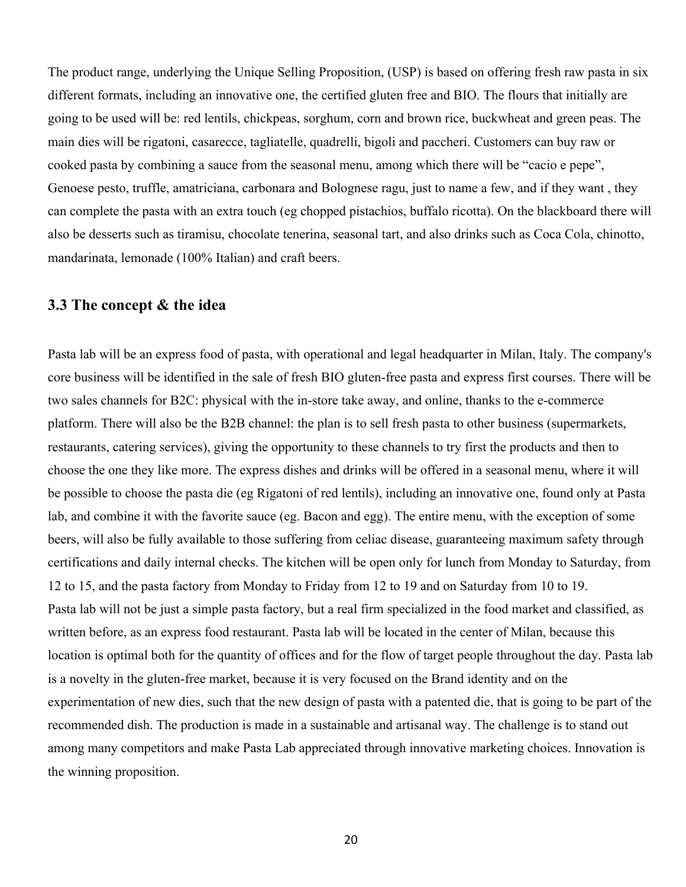The product range, underlying the Unique Selling Proposition, (USP) is based on offering fresh raw pasta in six different formats, including an innovative one, the certified gluten free and BIO. The flours that initially are going to be used will be: red lentils, chickpeas, sorghum, corn and brown rice, buckwheat and green peas. The main dies will be rigatoni, casarecce, tagliatelle, quadrelli, bigoli and paccheri. Customers can buy raw or cooked pasta by combining a sauce from the seasonal menu, among which there will be "cacio e pepe", Genoese pesto, truffle, amatriciana, carbonara and Bolognese ragu, just to name a few, and if they want , they can complete the pasta with an extra touch (eg chopped pistachios, buffalo ricotta). On the blackboard there will also be desserts such as tiramisu, chocolate tenerina, seasonal tart, and also drinks such as Coca Cola, chinotto, mandarinata, lemonade (100% Italian) and craft beers.

### 3.3 The concept & the idea

Pasta lab will be an express food of pasta, with operational and legal headquarter in Milan, Italy. The company's core business will be identified in the sale of fresh BIO gluten-free pasta and express first courses. There will be two sales channels for B2C: physical with the in-store take away, and online, thanks to the e-commerce platform. There will also be the B2B channel: the plan is to sell fresh pasta to other business (supermarkets, restaurants, catering services), giving the opportunity to these channels to try first the products and then to choose the one they like more. The express dishes and drinks will be offered in a seasonal menu, where it will be possible to choose the pasta die (eg Rigatoni of red lentils), including an innovative one, found only at Pasta lab, and combine it with the favorite sauce (eg. Bacon and egg). The entire menu, with the exception of some beers, will also be fully available to those suffering from celiac disease, guaranteeing maximum safety through certifications and daily internal checks. The kitchen will be open only for lunch from Monday to Saturday, from 12 to 15, and the pasta factory from Monday to Friday from 12 to 19 and on Saturday from 10 to 19.
Pasta lab will not be just a simple pasta factory, but a real firm specialized in the food market and classified, as written before, as an express food restaurant. Pasta lab will be located in the center of Milan, because this location is optimal both for the quantity of offices and for the flow of target people throughout the day. Pasta lab is a novelty in the gluten-free market, because it is very focused on the Brand identity and on the experimentation of new dies, such that the new design of pasta with a patented die, that is going to be part of the recommended dish. The production is made in a sustainable and artisanal way. The challenge is to stand out among many competitors and make Pasta Lab appreciated through innovative marketing choices. Innovation is the winning proposition.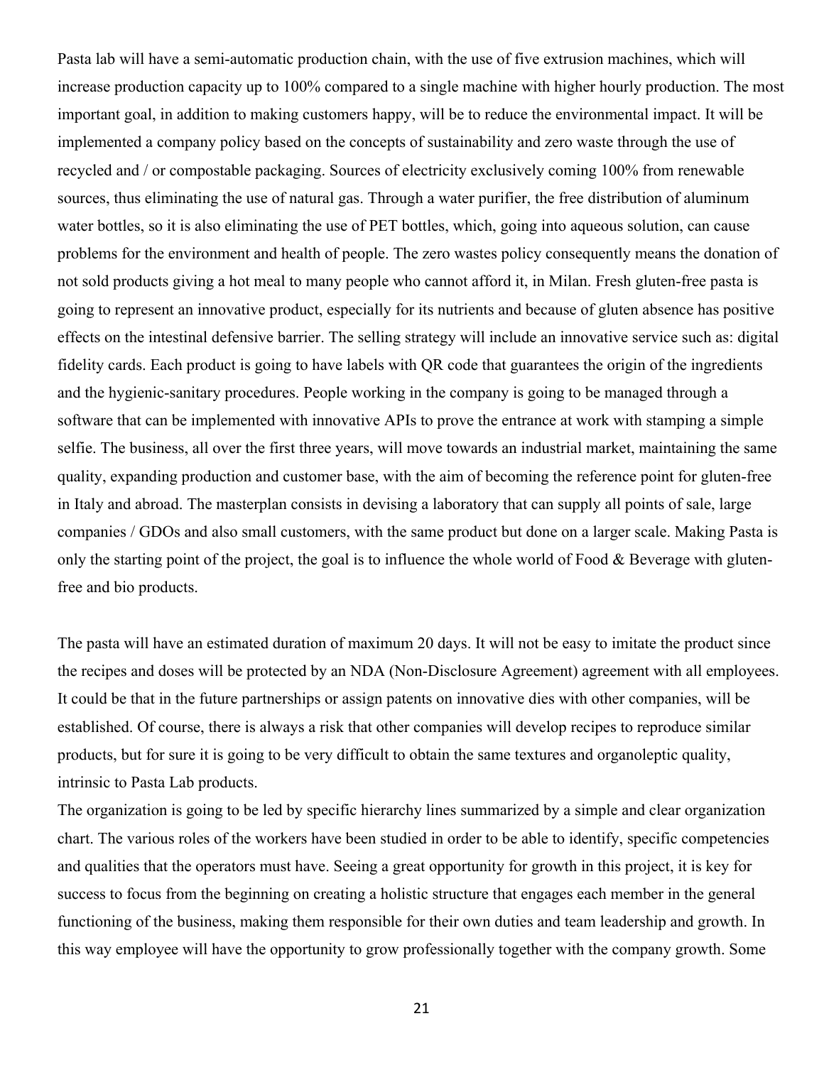Pasta lab will have a semi-automatic production chain, with the use of five extrusion machines, which will increase production capacity up to 100% compared to a single machine with higher hourly production. The most important goal, in addition to making customers happy, will be to reduce the environmental impact. It will be implemented a company policy based on the concepts of sustainability and zero waste through the use of recycled and / or compostable packaging. Sources of electricity exclusively coming 100% from renewable sources, thus eliminating the use of natural gas. Through a water purifier, the free distribution of aluminum water bottles, so it is also eliminating the use of PET bottles, which, going into aqueous solution, can cause problems for the environment and health of people. The zero wastes policy consequently means the donation of not sold products giving a hot meal to many people who cannot afford it, in Milan. Fresh gluten-free pasta is going to represent an innovative product, especially for its nutrients and because of gluten absence has positive effects on the intestinal defensive barrier. The selling strategy will include an innovative service such as: digital fidelity cards. Each product is going to have labels with QR code that guarantees the origin of the ingredients and the hygienic-sanitary procedures. People working in the company is going to be managed through a software that can be implemented with innovative APIs to prove the entrance at work with stamping a simple selfie. The business, all over the first three years, will move towards an industrial market, maintaining the same quality, expanding production and customer base, with the aim of becoming the reference point for gluten-free in Italy and abroad. The masterplan consists in devising a laboratory that can supply all points of sale, large companies / GDOs and also small customers, with the same product but done on a larger scale. Making Pasta is only the starting point of the project, the goal is to influence the whole world of Food & Beverage with gluten-free and bio products.

The pasta will have an estimated duration of maximum 20 days. It will not be easy to imitate the product since the recipes and doses will be protected by an NDA (Non-Disclosure Agreement) agreement with all employees. It could be that in the future partnerships or assign patents on innovative dies with other companies, will be established. Of course, there is always a risk that other companies will develop recipes to reproduce similar products, but for sure it is going to be very difficult to obtain the same textures and organoleptic quality, intrinsic to Pasta Lab products.

The organization is going to be led by specific hierarchy lines summarized by a simple and clear organization chart. The various roles of the workers have been studied in order to be able to identify, specific competencies and qualities that the operators must have. Seeing a great opportunity for growth in this project, it is key for success to focus from the beginning on creating a holistic structure that engages each member in the general functioning of the business, making them responsible for their own duties and team leadership and growth. In this way employee will have the opportunity to grow professionally together with the company growth. Some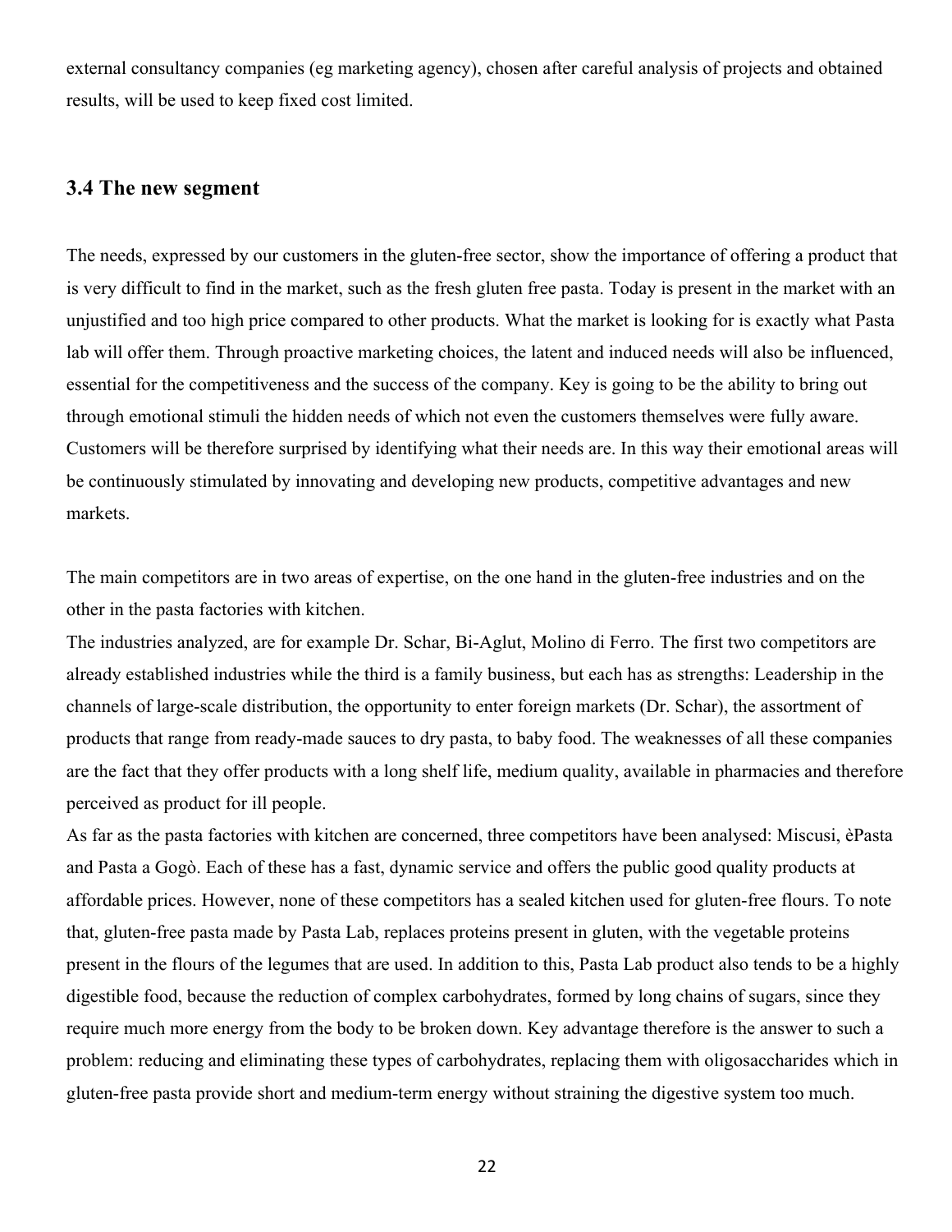external consultancy companies (eg marketing agency), chosen after careful analysis of projects and obtained results, will be used to keep fixed cost limited.

### 3.4 The new segment

The needs, expressed by our customers in the gluten-free sector, show the importance of offering a product that is very difficult to find in the market, such as the fresh gluten free pasta. Today is present in the market with an unjustified and too high price compared to other products. What the market is looking for is exactly what Pasta lab will offer them. Through proactive marketing choices, the latent and induced needs will also be influenced, essential for the competitiveness and the success of the company. Key is going to be the ability to bring out through emotional stimuli the hidden needs of which not even the customers themselves were fully aware. Customers will be therefore surprised by identifying what their needs are. In this way their emotional areas will be continuously stimulated by innovating and developing new products, competitive advantages and new markets.

The main competitors are in two areas of expertise, on the one hand in the gluten-free industries and on the other in the pasta factories with kitchen.

The industries analyzed, are for example Dr. Schar, Bi-Aglut, Molino di Ferro. The first two competitors are already established industries while the third is a family business, but each has as strengths: Leadership in the channels of large-scale distribution, the opportunity to enter foreign markets (Dr. Schar), the assortment of products that range from ready-made sauces to dry pasta, to baby food. The weaknesses of all these companies are the fact that they offer products with a long shelf life, medium quality, available in pharmacies and therefore perceived as product for ill people.

As far as the pasta factories with kitchen are concerned, three competitors have been analysed: Miscusi, èPasta and Pasta a Gogò. Each of these has a fast, dynamic service and offers the public good quality products at affordable prices. However, none of these competitors has a sealed kitchen used for gluten-free flours. To note that, gluten-free pasta made by Pasta Lab, replaces proteins present in gluten, with the vegetable proteins present in the flours of the legumes that are used. In addition to this, Pasta Lab product also tends to be a highly digestible food, because the reduction of complex carbohydrates, formed by long chains of sugars, since they require much more energy from the body to be broken down. Key advantage therefore is the answer to such a problem: reducing and eliminating these types of carbohydrates, replacing them with oligosaccharides which in gluten-free pasta provide short and medium-term energy without straining the digestive system too much.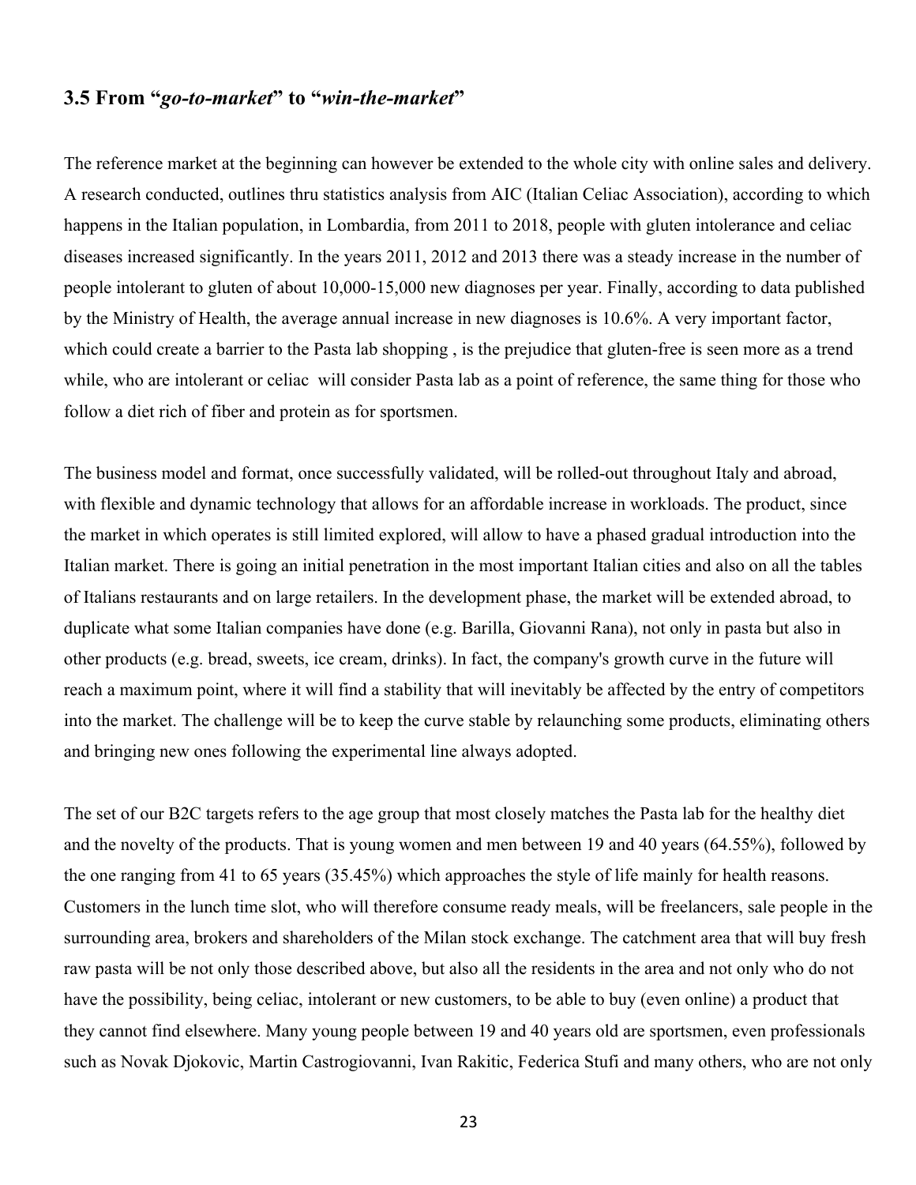### 3.5 From "*go-to-market*" to "*win-the-market*"

The reference market at the beginning can however be extended to the whole city with online sales and delivery. A research conducted, outlines thru statistics analysis from AIC (Italian Celiac Association), according to which happens in the Italian population, in Lombardia, from 2011 to 2018, people with gluten intolerance and celiac diseases increased significantly. In the years 2011, 2012 and 2013 there was a steady increase in the number of people intolerant to gluten of about 10,000-15,000 new diagnoses per year. Finally, according to data published by the Ministry of Health, the average annual increase in new diagnoses is 10.6%. A very important factor, which could create a barrier to the Pasta lab shopping , is the prejudice that gluten-free is seen more as a trend while, who are intolerant or celiac will consider Pasta lab as a point of reference, the same thing for those who follow a diet rich of fiber and protein as for sportsmen.

The business model and format, once successfully validated, will be rolled-out throughout Italy and abroad, with flexible and dynamic technology that allows for an affordable increase in workloads. The product, since the market in which operates is still limited explored, will allow to have a phased gradual introduction into the Italian market. There is going an initial penetration in the most important Italian cities and also on all the tables of Italians restaurants and on large retailers. In the development phase, the market will be extended abroad, to duplicate what some Italian companies have done (e.g. Barilla, Giovanni Rana), not only in pasta but also in other products (e.g. bread, sweets, ice cream, drinks). In fact, the company's growth curve in the future will reach a maximum point, where it will find a stability that will inevitably be affected by the entry of competitors into the market. The challenge will be to keep the curve stable by relaunching some products, eliminating others and bringing new ones following the experimental line always adopted.

The set of our B2C targets refers to the age group that most closely matches the Pasta lab for the healthy diet and the novelty of the products. That is young women and men between 19 and 40 years (64.55%), followed by the one ranging from 41 to 65 years (35.45%) which approaches the style of life mainly for health reasons. Customers in the lunch time slot, who will therefore consume ready meals, will be freelancers, sale people in the surrounding area, brokers and shareholders of the Milan stock exchange. The catchment area that will buy fresh raw pasta will be not only those described above, but also all the residents in the area and not only who do not have the possibility, being celiac, intolerant or new customers, to be able to buy (even online) a product that they cannot find elsewhere. Many young people between 19 and 40 years old are sportsmen, even professionals such as Novak Djokovic, Martin Castrogiovanni, Ivan Rakitic, Federica Stufi and many others, who are not only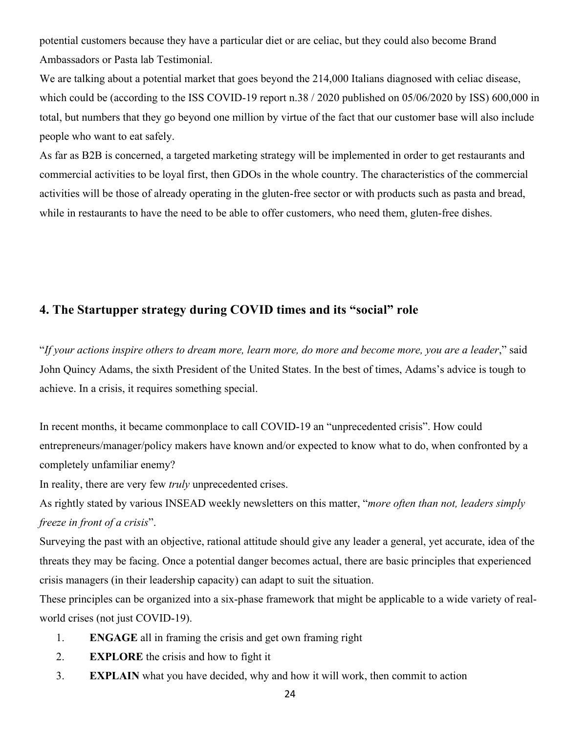potential customers because they have a particular diet or are celiac, but they could also become Brand Ambassadors or Pasta lab Testimonial.

We are talking about a potential market that goes beyond the 214,000 Italians diagnosed with celiac disease, which could be (according to the ISS COVID-19 report n.38 / 2020 published on 05/06/2020 by ISS) 600,000 in total, but numbers that they go beyond one million by virtue of the fact that our customer base will also include people who want to eat safely.

As far as B2B is concerned, a targeted marketing strategy will be implemented in order to get restaurants and commercial activities to be loyal first, then GDOs in the whole country. The characteristics of the commercial activities will be those of already operating in the gluten-free sector or with products such as pasta and bread, while in restaurants to have the need to be able to offer customers, who need them, gluten-free dishes.

## 4. The Startupper strategy during COVID times and its "social" role

"*If your actions inspire others to dream more, learn more, do more and become more, you are a leader*," said John Quincy Adams, the sixth President of the United States. In the best of times, Adams's advice is tough to achieve. In a crisis, it requires something special.

In recent months, it became commonplace to call COVID-19 an "unprecedented crisis". How could entrepreneurs/manager/policy makers have known and/or expected to know what to do, when confronted by a completely unfamiliar enemy?

In reality, there are very few *truly* unprecedented crises.

As rightly stated by various INSEAD weekly newsletters on this matter, "*more often than not, leaders simply freeze in front of a crisis*".

Surveying the past with an objective, rational attitude should give any leader a general, yet accurate, idea of the threats they may be facing. Once a potential danger becomes actual, there are basic principles that experienced crisis managers (in their leadership capacity) can adapt to suit the situation.

These principles can be organized into a six-phase framework that might be applicable to a wide variety of real-world crises (not just COVID-19).

1. **ENGAGE** all in framing the crisis and get own framing right
2. **EXPLORE** the crisis and how to fight it
3. **EXPLAIN** what you have decided, why and how it will work, then commit to action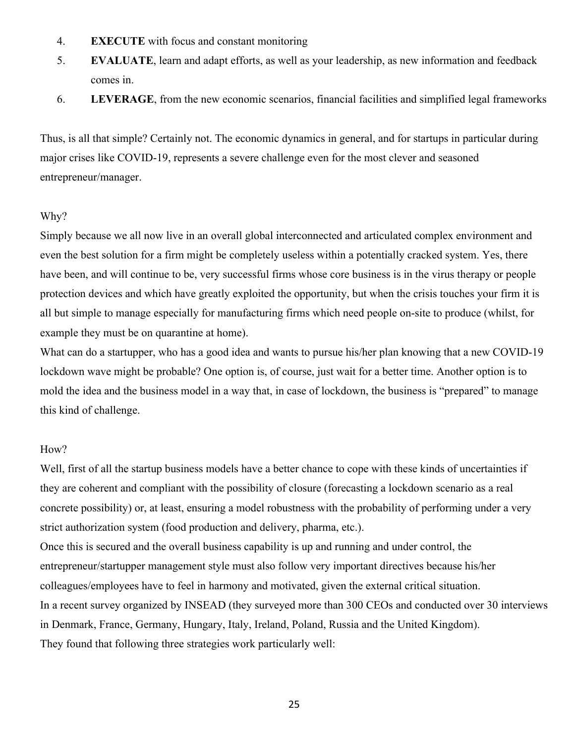4. **EXECUTE** with focus and constant monitoring
5. **EVALUATE**, learn and adapt efforts, as well as your leadership, as new information and feedback comes in.
6. **LEVERAGE**, from the new economic scenarios, financial facilities and simplified legal frameworks

Thus, is all that simple? Certainly not. The economic dynamics in general, and for startups in particular during major crises like COVID-19, represents a severe challenge even for the most clever and seasoned entrepreneur/manager.

Why?

Simply because we all now live in an overall global interconnected and articulated complex environment and even the best solution for a firm might be completely useless within a potentially cracked system. Yes, there have been, and will continue to be, very successful firms whose core business is in the virus therapy or people protection devices and which have greatly exploited the opportunity, but when the crisis touches your firm it is all but simple to manage especially for manufacturing firms which need people on-site to produce (whilst, for example they must be on quarantine at home).

What can do a startupper, who has a good idea and wants to pursue his/her plan knowing that a new COVID-19 lockdown wave might be probable? One option is, of course, just wait for a better time. Another option is to mold the idea and the business model in a way that, in case of lockdown, the business is "prepared" to manage this kind of challenge.

How?

Well, first of all the startup business models have a better chance to cope with these kinds of uncertainties if they are coherent and compliant with the possibility of closure (forecasting a lockdown scenario as a real concrete possibility) or, at least, ensuring a model robustness with the probability of performing under a very strict authorization system (food production and delivery, pharma, etc.).

Once this is secured and the overall business capability is up and running and under control, the entrepreneur/startupper management style must also follow very important directives because his/her colleagues/employees have to feel in harmony and motivated, given the external critical situation.

In a recent survey organized by INSEAD (they surveyed more than 300 CEOs and conducted over 30 interviews in Denmark, France, Germany, Hungary, Italy, Ireland, Poland, Russia and the United Kingdom).

They found that following three strategies work particularly well: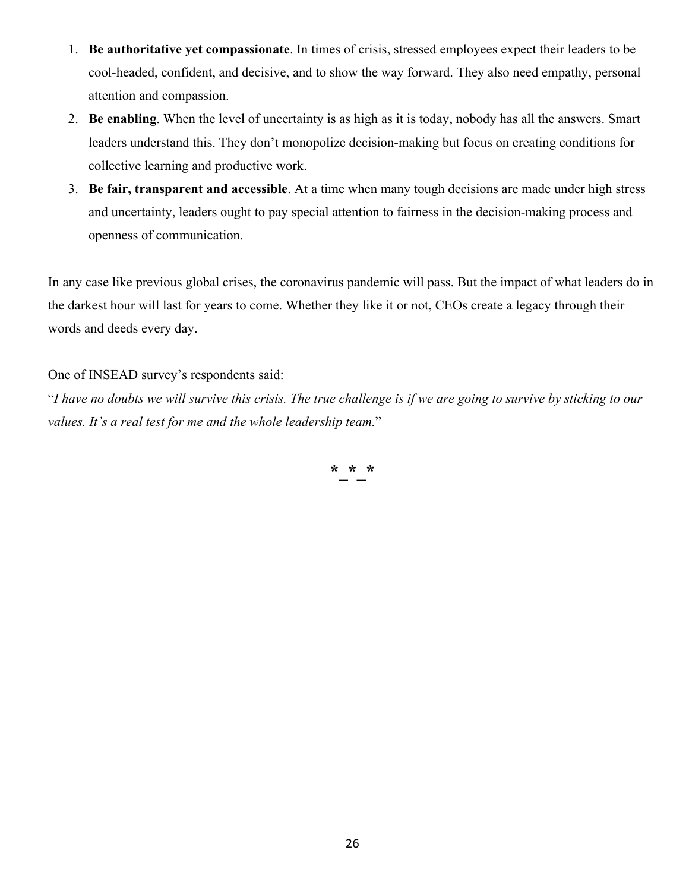1. **Be authoritative yet compassionate**. In times of crisis, stressed employees expect their leaders to be cool-headed, confident, and decisive, and to show the way forward. They also need empathy, personal attention and compassion.
2. **Be enabling**. When the level of uncertainty is as high as it is today, nobody has all the answers. Smart leaders understand this. They don't monopolize decision-making but focus on creating conditions for collective learning and productive work.
3. **Be fair, transparent and accessible**. At a time when many tough decisions are made under high stress and uncertainty, leaders ought to pay special attention to fairness in the decision-making process and openness of communication.

In any case like previous global crises, the coronavirus pandemic will pass. But the impact of what leaders do in the darkest hour will last for years to come. Whether they like it or not, CEOs create a legacy through their words and deeds every day.

One of INSEAD survey's respondents said:
"*I have no doubts we will survive this crisis. The true challenge is if we are going to survive by sticking to our values. It's a real test for me and the whole leadership team.*"

*_*_*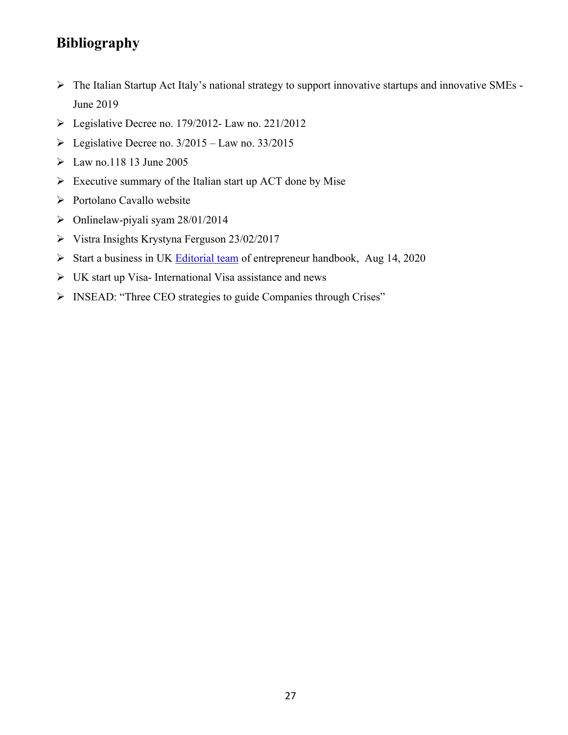# Bibliography

- The Italian Startup Act Italy's national strategy to support innovative startups and innovative SMEs - June 2019
- Legislative Decree no. 179/2012- Law no. 221/2012
- Legislative Decree no. 3/2015 – Law no. 33/2015
- Law no.118 13 June 2005
- Executive summary of the Italian start up ACT done by Mise
- Portolano Cavallo website
- Onlinelaw-piyali syam 28/01/2014
- Vistra Insights Krystyna Ferguson 23/02/2017
- Start a business in UK Editorial team of entrepreneur handbook, Aug 14, 2020
- UK start up Visa- International Visa assistance and news
- INSEAD: "Three CEO strategies to guide Companies through Crises"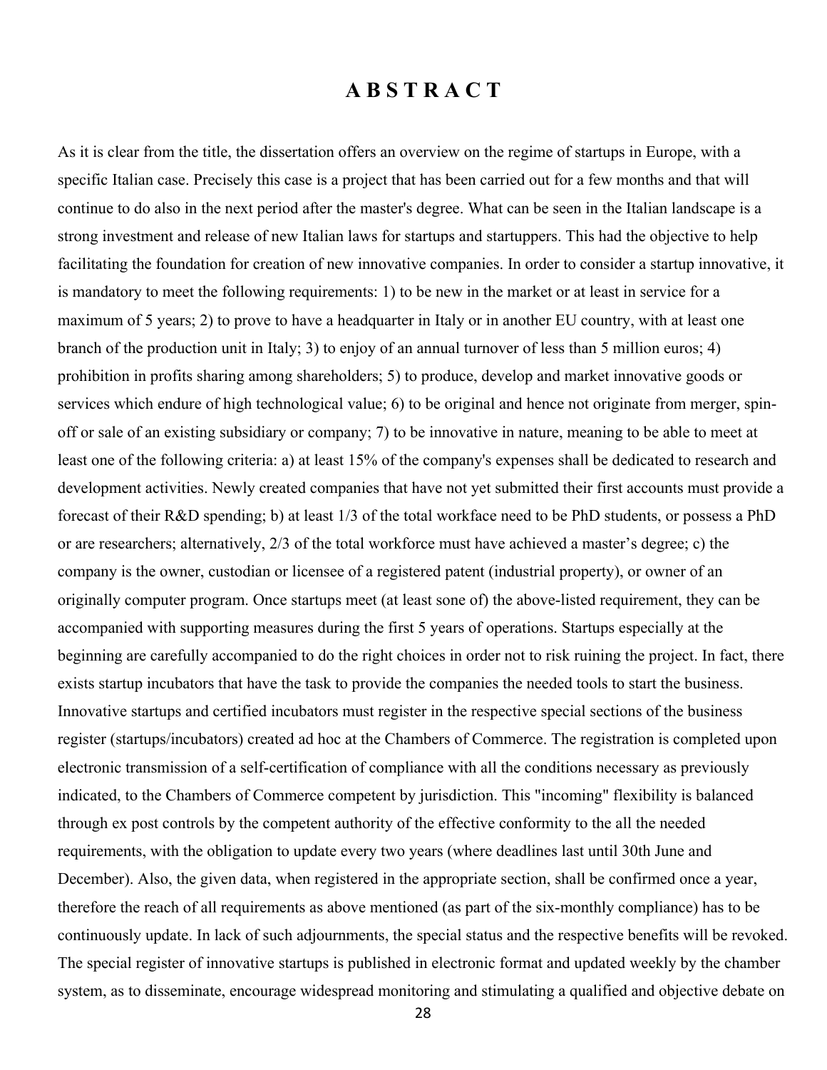# A B S T R A C T

As it is clear from the title, the dissertation offers an overview on the regime of startups in Europe, with a specific Italian case. Precisely this case is a project that has been carried out for a few months and that will continue to do also in the next period after the master's degree. What can be seen in the Italian landscape is a strong investment and release of new Italian laws for startups and startuppers. This had the objective to help facilitating the foundation for creation of new innovative companies. In order to consider a startup innovative, it is mandatory to meet the following requirements: 1) to be new in the market or at least in service for a maximum of 5 years; 2) to prove to have a headquarter in Italy or in another EU country, with at least one branch of the production unit in Italy; 3) to enjoy of an annual turnover of less than 5 million euros; 4) prohibition in profits sharing among shareholders; 5) to produce, develop and market innovative goods or services which endure of high technological value; 6) to be original and hence not originate from merger, spin-off or sale of an existing subsidiary or company; 7) to be innovative in nature, meaning to be able to meet at least one of the following criteria: a) at least 15% of the company's expenses shall be dedicated to research and development activities. Newly created companies that have not yet submitted their first accounts must provide a forecast of their R&D spending; b) at least 1/3 of the total workface need to be PhD students, or possess a PhD or are researchers; alternatively, 2/3 of the total workforce must have achieved a master's degree; c) the company is the owner, custodian or licensee of a registered patent (industrial property), or owner of an originally computer program. Once startups meet (at least sone of) the above-listed requirement, they can be accompanied with supporting measures during the first 5 years of operations. Startups especially at the beginning are carefully accompanied to do the right choices in order not to risk ruining the project. In fact, there exists startup incubators that have the task to provide the companies the needed tools to start the business. Innovative startups and certified incubators must register in the respective special sections of the business register (startups/incubators) created ad hoc at the Chambers of Commerce. The registration is completed upon electronic transmission of a self-certification of compliance with all the conditions necessary as previously indicated, to the Chambers of Commerce competent by jurisdiction. This "incoming" flexibility is balanced through ex post controls by the competent authority of the effective conformity to the all the needed requirements, with the obligation to update every two years (where deadlines last until 30th June and December). Also, the given data, when registered in the appropriate section, shall be confirmed once a year, therefore the reach of all requirements as above mentioned (as part of the six-monthly compliance) has to be continuously update. In lack of such adjournments, the special status and the respective benefits will be revoked. The special register of innovative startups is published in electronic format and updated weekly by the chamber system, as to disseminate, encourage widespread monitoring and stimulating a qualified and objective debate on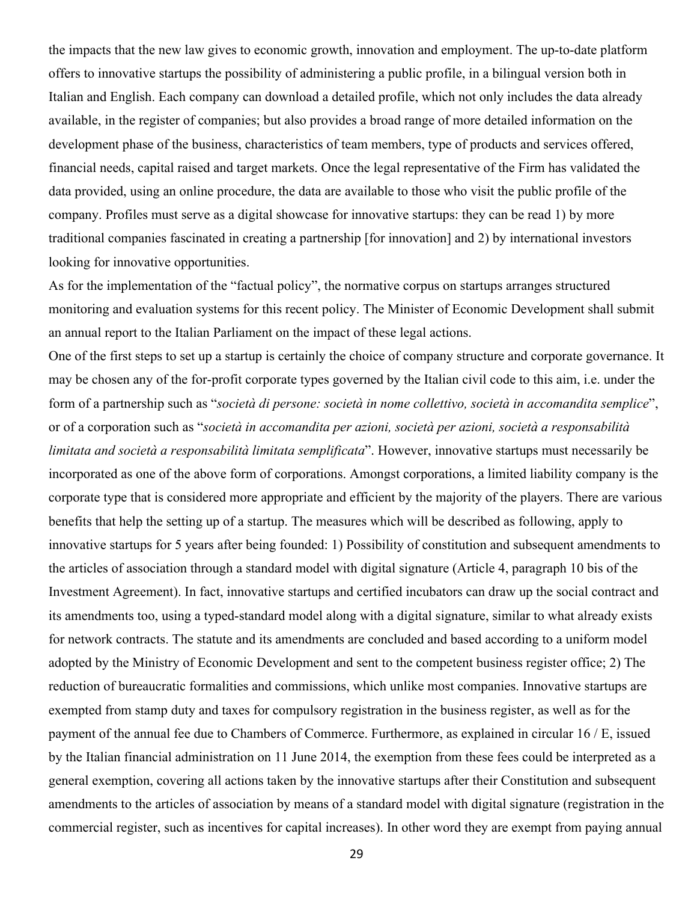the impacts that the new law gives to economic growth, innovation and employment. The up-to-date platform offers to innovative startups the possibility of administering a public profile, in a bilingual version both in Italian and English. Each company can download a detailed profile, which not only includes the data already available, in the register of companies; but also provides a broad range of more detailed information on the development phase of the business, characteristics of team members, type of products and services offered, financial needs, capital raised and target markets. Once the legal representative of the Firm has validated the data provided, using an online procedure, the data are available to those who visit the public profile of the company. Profiles must serve as a digital showcase for innovative startups: they can be read 1) by more traditional companies fascinated in creating a partnership [for innovation] and 2) by international investors looking for innovative opportunities.

As for the implementation of the "factual policy", the normative corpus on startups arranges structured monitoring and evaluation systems for this recent policy. The Minister of Economic Development shall submit an annual report to the Italian Parliament on the impact of these legal actions.

One of the first steps to set up a startup is certainly the choice of company structure and corporate governance. It may be chosen any of the for-profit corporate types governed by the Italian civil code to this aim, i.e. under the form of a partnership such as "*società di persone: società in nome collettivo, società in accomandita semplice*", or of a corporation such as "*società in accomandita per azioni, società per azioni, società a responsabilità limitata and società a responsabilità limitata semplificata*". However, innovative startups must necessarily be incorporated as one of the above form of corporations. Amongst corporations, a limited liability company is the corporate type that is considered more appropriate and efficient by the majority of the players. There are various benefits that help the setting up of a startup. The measures which will be described as following, apply to innovative startups for 5 years after being founded: 1) Possibility of constitution and subsequent amendments to the articles of association through a standard model with digital signature (Article 4, paragraph 10 bis of the Investment Agreement). In fact, innovative startups and certified incubators can draw up the social contract and its amendments too, using a typed-standard model along with a digital signature, similar to what already exists for network contracts. The statute and its amendments are concluded and based according to a uniform model adopted by the Ministry of Economic Development and sent to the competent business register office; 2) The reduction of bureaucratic formalities and commissions, which unlike most companies. Innovative startups are exempted from stamp duty and taxes for compulsory registration in the business register, as well as for the payment of the annual fee due to Chambers of Commerce. Furthermore, as explained in circular 16 / E, issued by the Italian financial administration on 11 June 2014, the exemption from these fees could be interpreted as a general exemption, covering all actions taken by the innovative startups after their Constitution and subsequent amendments to the articles of association by means of a standard model with digital signature (registration in the commercial register, such as incentives for capital increases). In other word they are exempt from paying annual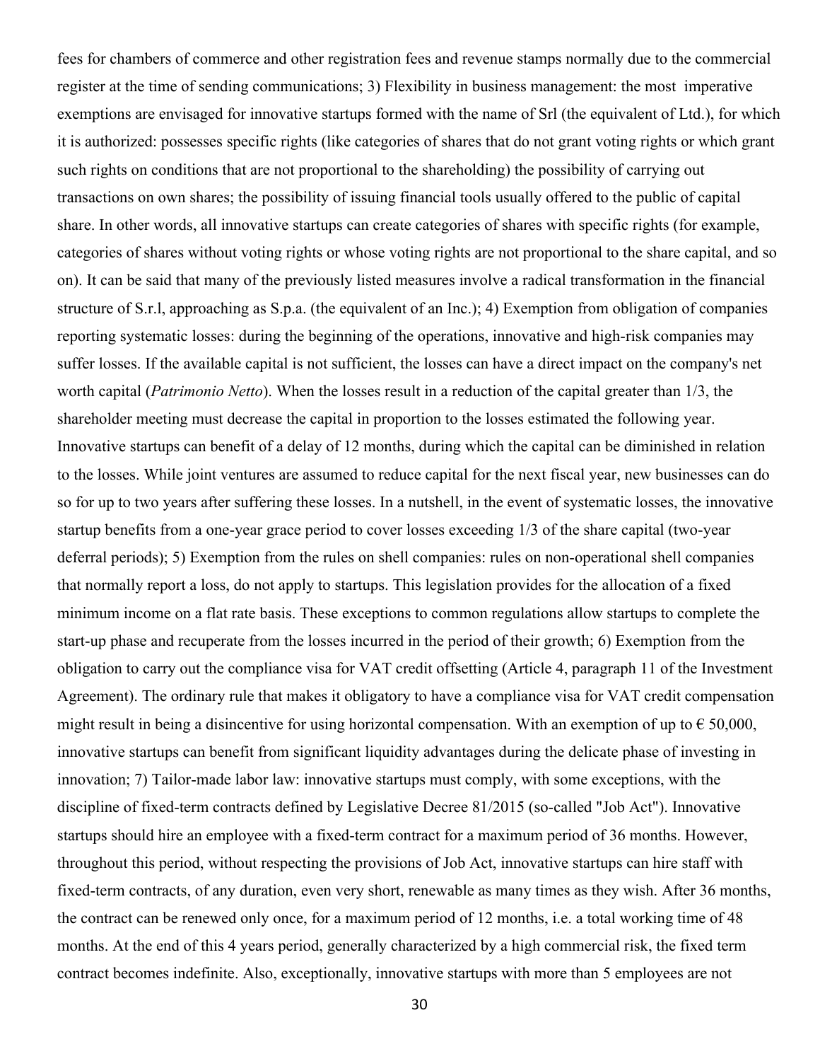fees for chambers of commerce and other registration fees and revenue stamps normally due to the commercial register at the time of sending communications; 3) Flexibility in business management: the most imperative exemptions are envisaged for innovative startups formed with the name of Srl (the equivalent of Ltd.), for which it is authorized: possesses specific rights (like categories of shares that do not grant voting rights or which grant such rights on conditions that are not proportional to the shareholding) the possibility of carrying out transactions on own shares; the possibility of issuing financial tools usually offered to the public of capital share. In other words, all innovative startups can create categories of shares with specific rights (for example, categories of shares without voting rights or whose voting rights are not proportional to the share capital, and so on). It can be said that many of the previously listed measures involve a radical transformation in the financial structure of S.r.l, approaching as S.p.a. (the equivalent of an Inc.); 4) Exemption from obligation of companies reporting systematic losses: during the beginning of the operations, innovative and high-risk companies may suffer losses. If the available capital is not sufficient, the losses can have a direct impact on the company's net worth capital (*Patrimonio Netto*). When the losses result in a reduction of the capital greater than 1/3, the shareholder meeting must decrease the capital in proportion to the losses estimated the following year. Innovative startups can benefit of a delay of 12 months, during which the capital can be diminished in relation to the losses. While joint ventures are assumed to reduce capital for the next fiscal year, new businesses can do so for up to two years after suffering these losses. In a nutshell, in the event of systematic losses, the innovative startup benefits from a one-year grace period to cover losses exceeding 1/3 of the share capital (two-year deferral periods); 5) Exemption from the rules on shell companies: rules on non-operational shell companies that normally report a loss, do not apply to startups. This legislation provides for the allocation of a fixed minimum income on a flat rate basis. These exceptions to common regulations allow startups to complete the start-up phase and recuperate from the losses incurred in the period of their growth; 6) Exemption from the obligation to carry out the compliance visa for VAT credit offsetting (Article 4, paragraph 11 of the Investment Agreement). The ordinary rule that makes it obligatory to have a compliance visa for VAT credit compensation might result in being a disincentive for using horizontal compensation. With an exemption of up to € 50,000, innovative startups can benefit from significant liquidity advantages during the delicate phase of investing in innovation; 7) Tailor-made labor law: innovative startups must comply, with some exceptions, with the discipline of fixed-term contracts defined by Legislative Decree 81/2015 (so-called "Job Act"). Innovative startups should hire an employee with a fixed-term contract for a maximum period of 36 months. However, throughout this period, without respecting the provisions of Job Act, innovative startups can hire staff with fixed-term contracts, of any duration, even very short, renewable as many times as they wish. After 36 months, the contract can be renewed only once, for a maximum period of 12 months, i.e. a total working time of 48 months. At the end of this 4 years period, generally characterized by a high commercial risk, the fixed term contract becomes indefinite. Also, exceptionally, innovative startups with more than 5 employees are not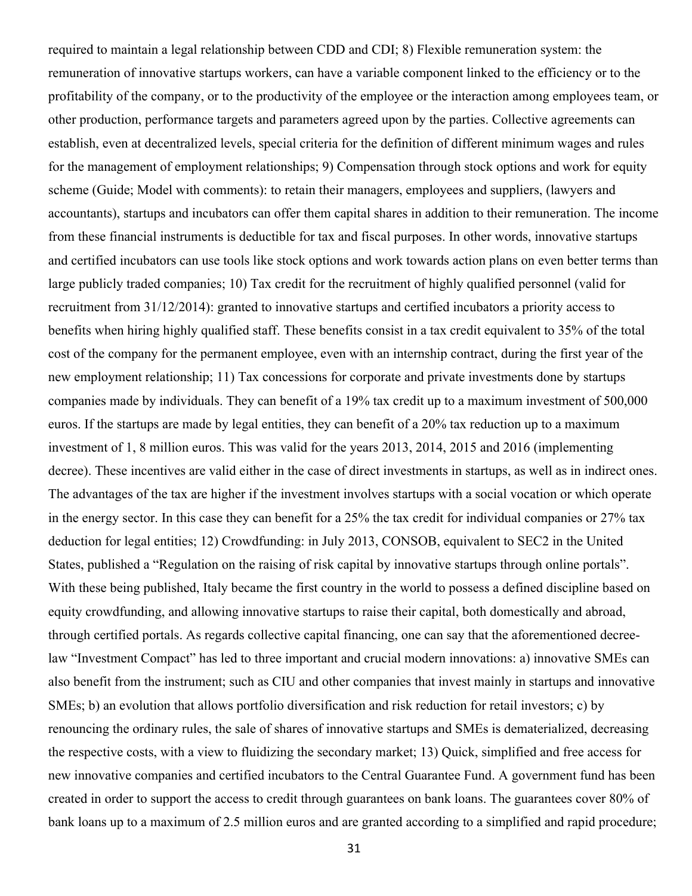required to maintain a legal relationship between CDD and CDI; 8) Flexible remuneration system: the remuneration of innovative startups workers, can have a variable component linked to the efficiency or to the profitability of the company, or to the productivity of the employee or the interaction among employees team, or other production, performance targets and parameters agreed upon by the parties. Collective agreements can establish, even at decentralized levels, special criteria for the definition of different minimum wages and rules for the management of employment relationships; 9) Compensation through stock options and work for equity scheme (Guide; Model with comments): to retain their managers, employees and suppliers, (lawyers and accountants), startups and incubators can offer them capital shares in addition to their remuneration. The income from these financial instruments is deductible for tax and fiscal purposes. In other words, innovative startups and certified incubators can use tools like stock options and work towards action plans on even better terms than large publicly traded companies; 10) Tax credit for the recruitment of highly qualified personnel (valid for recruitment from 31/12/2014): granted to innovative startups and certified incubators a priority access to benefits when hiring highly qualified staff. These benefits consist in a tax credit equivalent to 35% of the total cost of the company for the permanent employee, even with an internship contract, during the first year of the new employment relationship; 11) Tax concessions for corporate and private investments done by startups companies made by individuals. They can benefit of a 19% tax credit up to a maximum investment of 500,000 euros. If the startups are made by legal entities, they can benefit of a 20% tax reduction up to a maximum investment of 1, 8 million euros. This was valid for the years 2013, 2014, 2015 and 2016 (implementing decree). These incentives are valid either in the case of direct investments in startups, as well as in indirect ones. The advantages of the tax are higher if the investment involves startups with a social vocation or which operate in the energy sector. In this case they can benefit for a 25% the tax credit for individual companies or 27% tax deduction for legal entities; 12) Crowdfunding: in July 2013, CONSOB, equivalent to SEC2 in the United States, published a "Regulation on the raising of risk capital by innovative startups through online portals". With these being published, Italy became the first country in the world to possess a defined discipline based on equity crowdfunding, and allowing innovative startups to raise their capital, both domestically and abroad, through certified portals. As regards collective capital financing, one can say that the aforementioned decree-law "Investment Compact" has led to three important and crucial modern innovations: a) innovative SMEs can also benefit from the instrument; such as CIU and other companies that invest mainly in startups and innovative SMEs; b) an evolution that allows portfolio diversification and risk reduction for retail investors; c) by renouncing the ordinary rules, the sale of shares of innovative startups and SMEs is dematerialized, decreasing the respective costs, with a view to fluidizing the secondary market; 13) Quick, simplified and free access for new innovative companies and certified incubators to the Central Guarantee Fund. A government fund has been created in order to support the access to credit through guarantees on bank loans. The guarantees cover 80% of bank loans up to a maximum of 2.5 million euros and are granted according to a simplified and rapid procedure;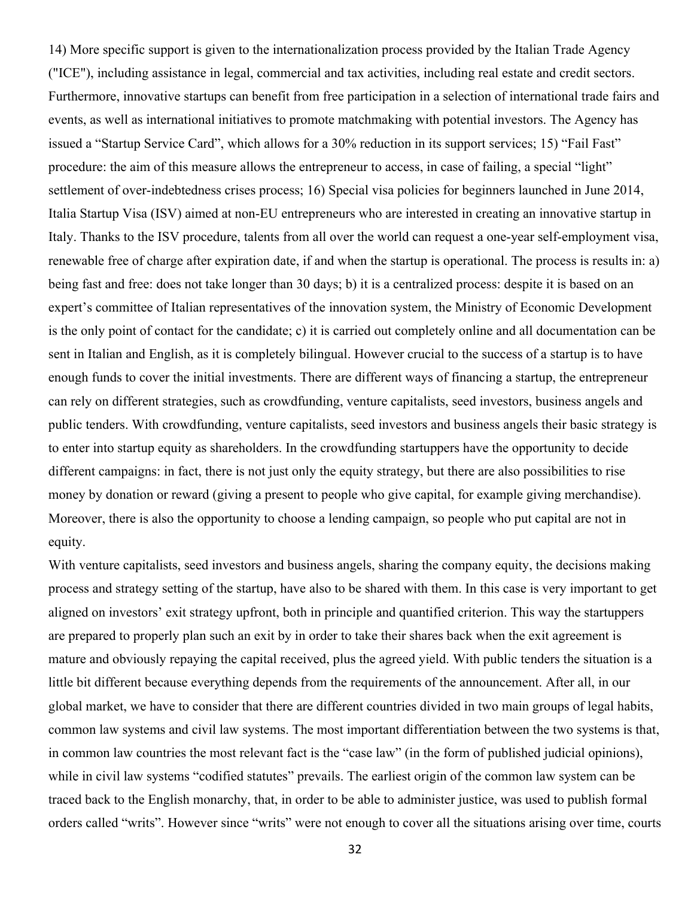14) More specific support is given to the internationalization process provided by the Italian Trade Agency ("ICE"), including assistance in legal, commercial and tax activities, including real estate and credit sectors. Furthermore, innovative startups can benefit from free participation in a selection of international trade fairs and events, as well as international initiatives to promote matchmaking with potential investors. The Agency has issued a "Startup Service Card", which allows for a 30% reduction in its support services; 15) "Fail Fast" procedure: the aim of this measure allows the entrepreneur to access, in case of failing, a special "light" settlement of over-indebtedness crises process; 16) Special visa policies for beginners launched in June 2014, Italia Startup Visa (ISV) aimed at non-EU entrepreneurs who are interested in creating an innovative startup in Italy. Thanks to the ISV procedure, talents from all over the world can request a one-year self-employment visa, renewable free of charge after expiration date, if and when the startup is operational. The process is results in: a) being fast and free: does not take longer than 30 days; b) it is a centralized process: despite it is based on an expert's committee of Italian representatives of the innovation system, the Ministry of Economic Development is the only point of contact for the candidate; c) it is carried out completely online and all documentation can be sent in Italian and English, as it is completely bilingual. However crucial to the success of a startup is to have enough funds to cover the initial investments. There are different ways of financing a startup, the entrepreneur can rely on different strategies, such as crowdfunding, venture capitalists, seed investors, business angels and public tenders. With crowdfunding, venture capitalists, seed investors and business angels their basic strategy is to enter into startup equity as shareholders. In the crowdfunding startuppers have the opportunity to decide different campaigns: in fact, there is not just only the equity strategy, but there are also possibilities to rise money by donation or reward (giving a present to people who give capital, for example giving merchandise). Moreover, there is also the opportunity to choose a lending campaign, so people who put capital are not in equity.

With venture capitalists, seed investors and business angels, sharing the company equity, the decisions making process and strategy setting of the startup, have also to be shared with them. In this case is very important to get aligned on investors' exit strategy upfront, both in principle and quantified criterion. This way the startuppers are prepared to properly plan such an exit by in order to take their shares back when the exit agreement is mature and obviously repaying the capital received, plus the agreed yield. With public tenders the situation is a little bit different because everything depends from the requirements of the announcement. After all, in our global market, we have to consider that there are different countries divided in two main groups of legal habits, common law systems and civil law systems. The most important differentiation between the two systems is that, in common law countries the most relevant fact is the "case law" (in the form of published judicial opinions), while in civil law systems "codified statutes" prevails. The earliest origin of the common law system can be traced back to the English monarchy, that, in order to be able to administer justice, was used to publish formal orders called "writs". However since "writs" were not enough to cover all the situations arising over time, courts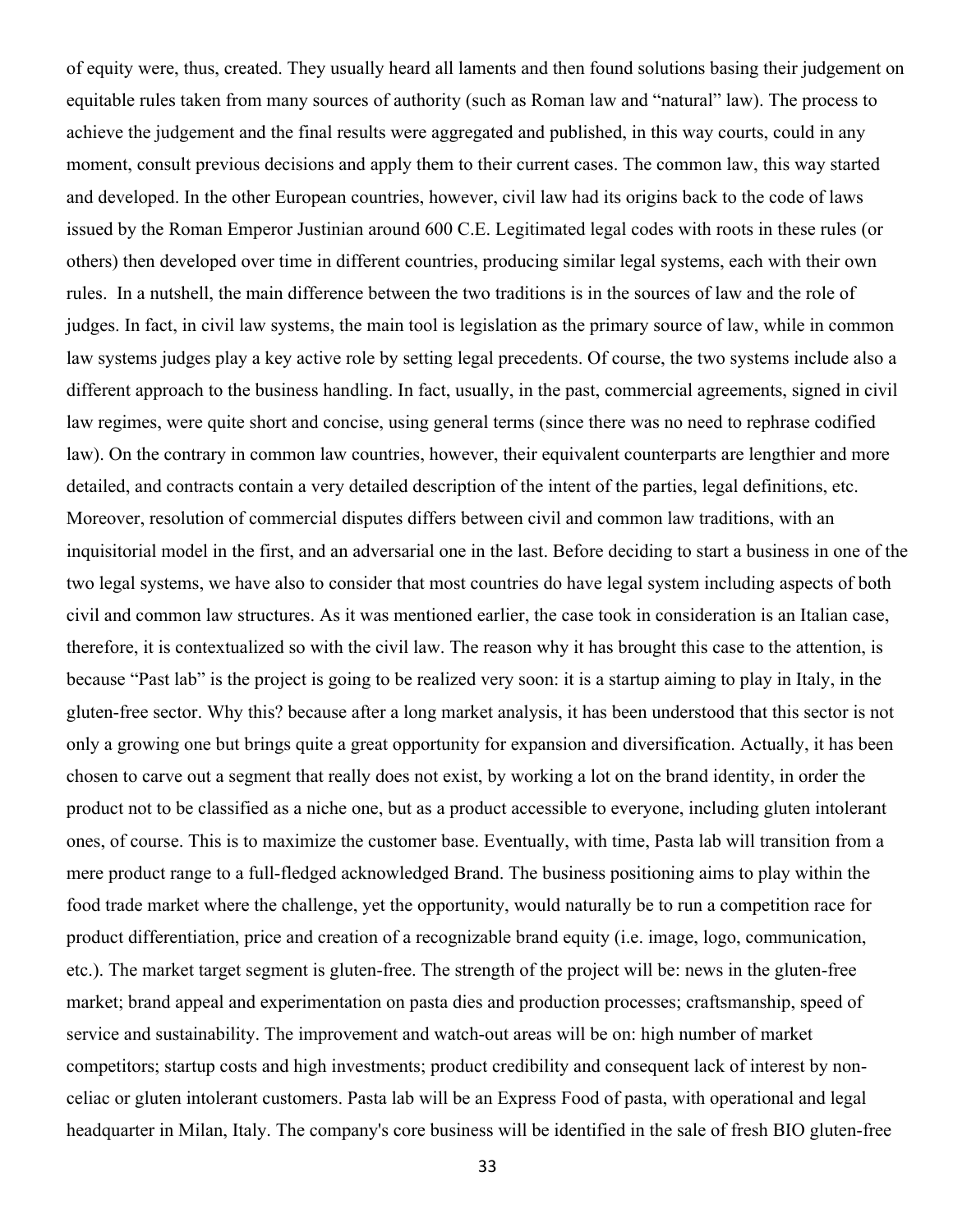of equity were, thus, created. They usually heard all laments and then found solutions basing their judgement on equitable rules taken from many sources of authority (such as Roman law and "natural" law). The process to achieve the judgement and the final results were aggregated and published, in this way courts, could in any moment, consult previous decisions and apply them to their current cases. The common law, this way started and developed. In the other European countries, however, civil law had its origins back to the code of laws issued by the Roman Emperor Justinian around 600 C.E. Legitimated legal codes with roots in these rules (or others) then developed over time in different countries, producing similar legal systems, each with their own rules. In a nutshell, the main difference between the two traditions is in the sources of law and the role of judges. In fact, in civil law systems, the main tool is legislation as the primary source of law, while in common law systems judges play a key active role by setting legal precedents. Of course, the two systems include also a different approach to the business handling. In fact, usually, in the past, commercial agreements, signed in civil law regimes, were quite short and concise, using general terms (since there was no need to rephrase codified law). On the contrary in common law countries, however, their equivalent counterparts are lengthier and more detailed, and contracts contain a very detailed description of the intent of the parties, legal definitions, etc. Moreover, resolution of commercial disputes differs between civil and common law traditions, with an inquisitorial model in the first, and an adversarial one in the last. Before deciding to start a business in one of the two legal systems, we have also to consider that most countries do have legal system including aspects of both civil and common law structures. As it was mentioned earlier, the case took in consideration is an Italian case, therefore, it is contextualized so with the civil law. The reason why it has brought this case to the attention, is because "Past lab" is the project is going to be realized very soon: it is a startup aiming to play in Italy, in the gluten-free sector. Why this? because after a long market analysis, it has been understood that this sector is not only a growing one but brings quite a great opportunity for expansion and diversification. Actually, it has been chosen to carve out a segment that really does not exist, by working a lot on the brand identity, in order the product not to be classified as a niche one, but as a product accessible to everyone, including gluten intolerant ones, of course. This is to maximize the customer base. Eventually, with time, Pasta lab will transition from a mere product range to a full-fledged acknowledged Brand. The business positioning aims to play within the food trade market where the challenge, yet the opportunity, would naturally be to run a competition race for product differentiation, price and creation of a recognizable brand equity (i.e. image, logo, communication, etc.). The market target segment is gluten-free. The strength of the project will be: news in the gluten-free market; brand appeal and experimentation on pasta dies and production processes; craftsmanship, speed of service and sustainability. The improvement and watch-out areas will be on: high number of market competitors; startup costs and high investments; product credibility and consequent lack of interest by non-celiac or gluten intolerant customers. Pasta lab will be an Express Food of pasta, with operational and legal headquarter in Milan, Italy. The company's core business will be identified in the sale of fresh BIO gluten-free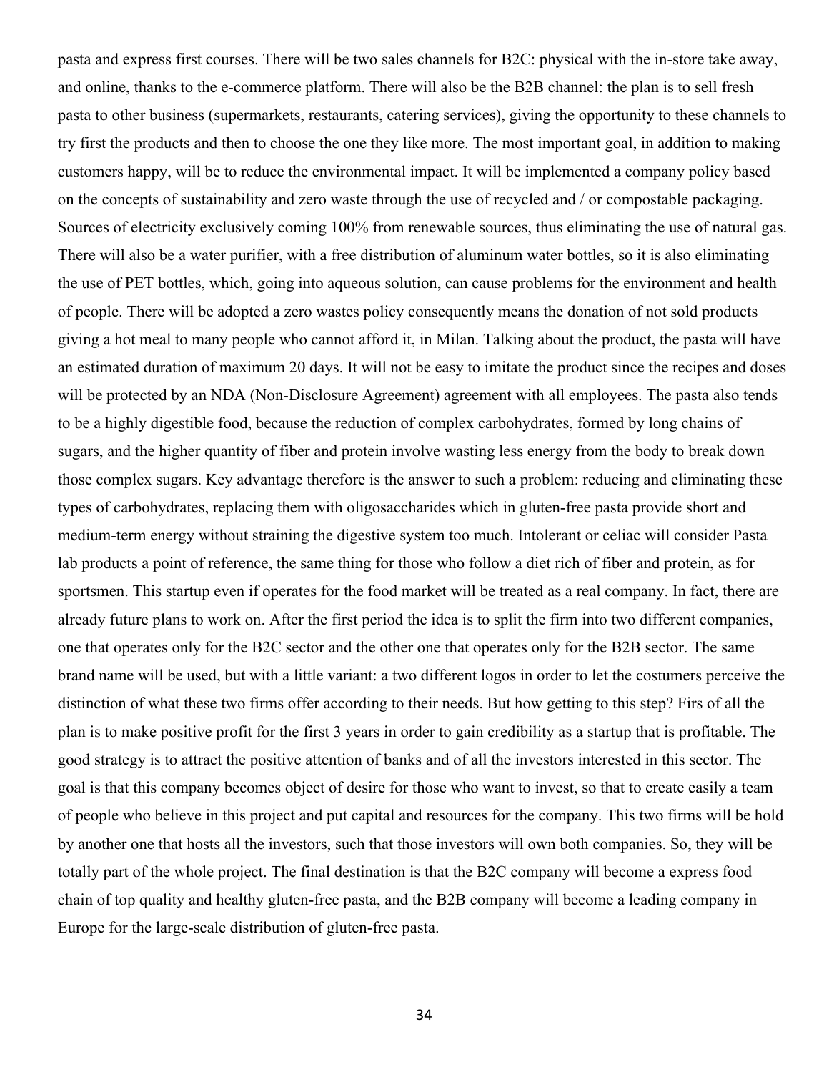pasta and express first courses. There will be two sales channels for B2C: physical with the in-store take away, and online, thanks to the e-commerce platform. There will also be the B2B channel: the plan is to sell fresh pasta to other business (supermarkets, restaurants, catering services), giving the opportunity to these channels to try first the products and then to choose the one they like more. The most important goal, in addition to making customers happy, will be to reduce the environmental impact. It will be implemented a company policy based on the concepts of sustainability and zero waste through the use of recycled and / or compostable packaging. Sources of electricity exclusively coming 100% from renewable sources, thus eliminating the use of natural gas. There will also be a water purifier, with a free distribution of aluminum water bottles, so it is also eliminating the use of PET bottles, which, going into aqueous solution, can cause problems for the environment and health of people. There will be adopted a zero wastes policy consequently means the donation of not sold products giving a hot meal to many people who cannot afford it, in Milan. Talking about the product, the pasta will have an estimated duration of maximum 20 days. It will not be easy to imitate the product since the recipes and doses will be protected by an NDA (Non-Disclosure Agreement) agreement with all employees. The pasta also tends to be a highly digestible food, because the reduction of complex carbohydrates, formed by long chains of sugars, and the higher quantity of fiber and protein involve wasting less energy from the body to break down those complex sugars. Key advantage therefore is the answer to such a problem: reducing and eliminating these types of carbohydrates, replacing them with oligosaccharides which in gluten-free pasta provide short and medium-term energy without straining the digestive system too much. Intolerant or celiac will consider Pasta lab products a point of reference, the same thing for those who follow a diet rich of fiber and protein, as for sportsmen. This startup even if operates for the food market will be treated as a real company. In fact, there are already future plans to work on. After the first period the idea is to split the firm into two different companies, one that operates only for the B2C sector and the other one that operates only for the B2B sector. The same brand name will be used, but with a little variant: a two different logos in order to let the costumers perceive the distinction of what these two firms offer according to their needs. But how getting to this step? Firs of all the plan is to make positive profit for the first 3 years in order to gain credibility as a startup that is profitable. The good strategy is to attract the positive attention of banks and of all the investors interested in this sector. The goal is that this company becomes object of desire for those who want to invest, so that to create easily a team of people who believe in this project and put capital and resources for the company. This two firms will be hold by another one that hosts all the investors, such that those investors will own both companies. So, they will be totally part of the whole project. The final destination is that the B2C company will become a express food chain of top quality and healthy gluten-free pasta, and the B2B company will become a leading company in Europe for the large-scale distribution of gluten-free pasta.